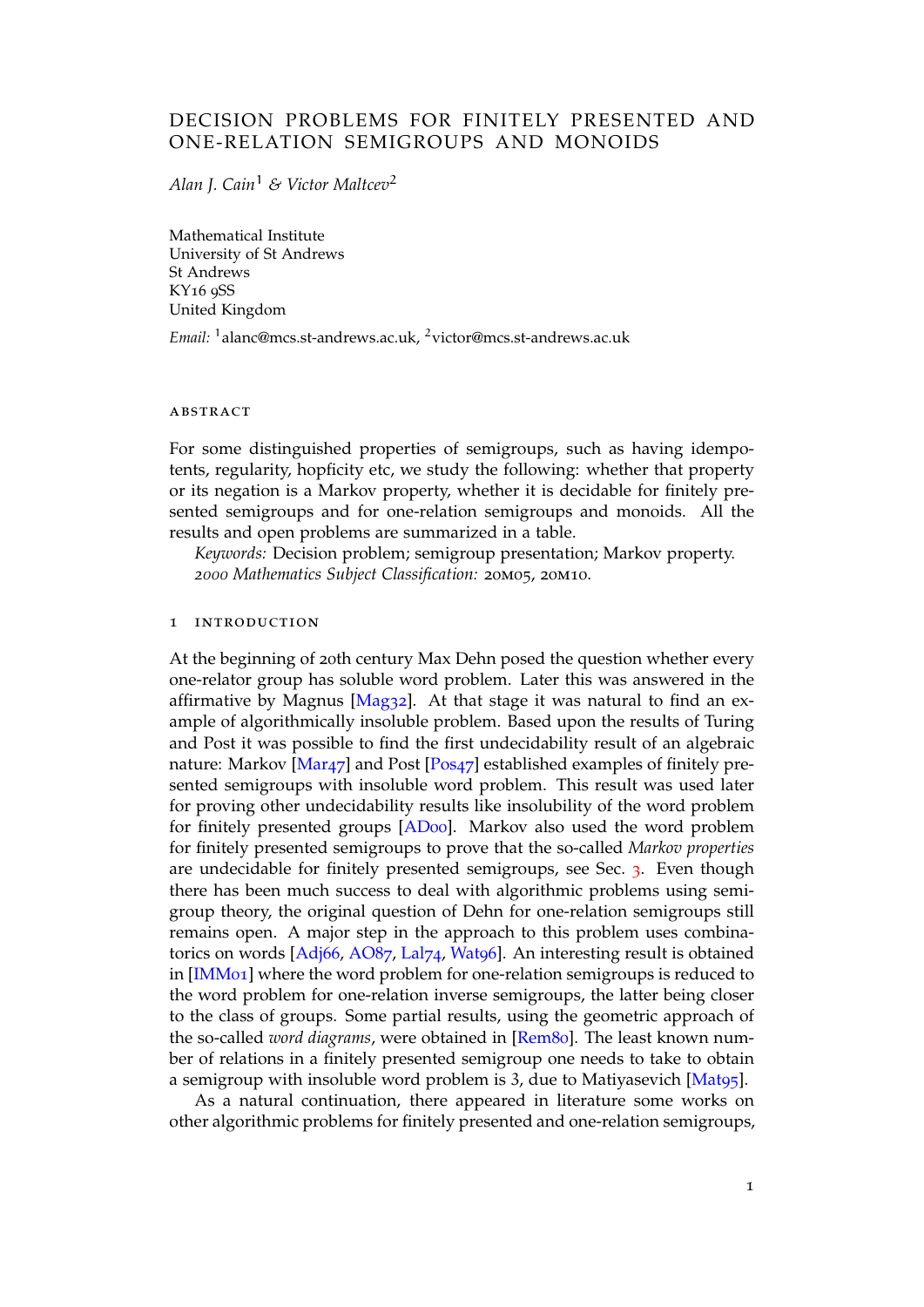# DECISION PROBLEMS FOR FINITELY PRESENTED AND ONE-RELATION SEMIGROUPS AND MONOIDS

*Alan J. Cain*[1] *& Victor Maltcev*[2]

Mathematical Institute
University of St Andrews
St Andrews
KY16 9SS
United Kingdom

*Email:* [1]alanc@mcs.st-andrews.ac.uk, [2]victor@mcs.st-andrews.ac.uk

## ABSTRACT

For some distinguished properties of semigroups, such as having idempotents, regularity, hopficity etc, we study the following: whether that property or its negation is a Markov property, whether it is decidable for finitely presented semigroups and for one-relation semigroups and monoids. All the results and open problems are summarized in a table.

*Keywords:* Decision problem; semigroup presentation; Markov property.
*2000 Mathematics Subject Classification:* 20M05, 20M10.

## 1 INTRODUCTION

At the beginning of 20th century Max Dehn posed the question whether every one-relator group has soluble word problem. Later this was answered in the affirmative by Magnus [Mag32]. At that stage it was natural to find an example of algorithmically insoluble problem. Based upon the results of Turing and Post it was possible to find the first undecidability result of an algebraic nature: Markov [Mar47] and Post [Pos47] established examples of finitely presented semigroups with insoluble word problem. This result was used later for proving other undecidability results like insolubility of the word problem for finitely presented groups [AD00]. Markov also used the word problem for finitely presented semigroups to prove that the so-called *Markov properties* are undecidable for finitely presented semigroups, see Sec. 3. Even though there has been much success to deal with algorithmic problems using semigroup theory, the original question of Dehn for one-relation semigroups still remains open. A major step in the approach to this problem uses combinatorics on words [Adj66, AO87, Lal74, Wat96]. An interesting result is obtained in [IMM01] where the word problem for one-relation semigroups is reduced to the word problem for one-relation inverse semigroups, the latter being closer to the class of groups. Some partial results, using the geometric approach of the so-called *word diagrams*, were obtained in [Rem80]. The least known number of relations in a finitely presented semigroup one needs to take to obtain a semigroup with insoluble word problem is 3, due to Matiyasevich [Mat95].

As a natural continuation, there appeared in literature some works on other algorithmic problems for finitely presented and one-relation semigroups,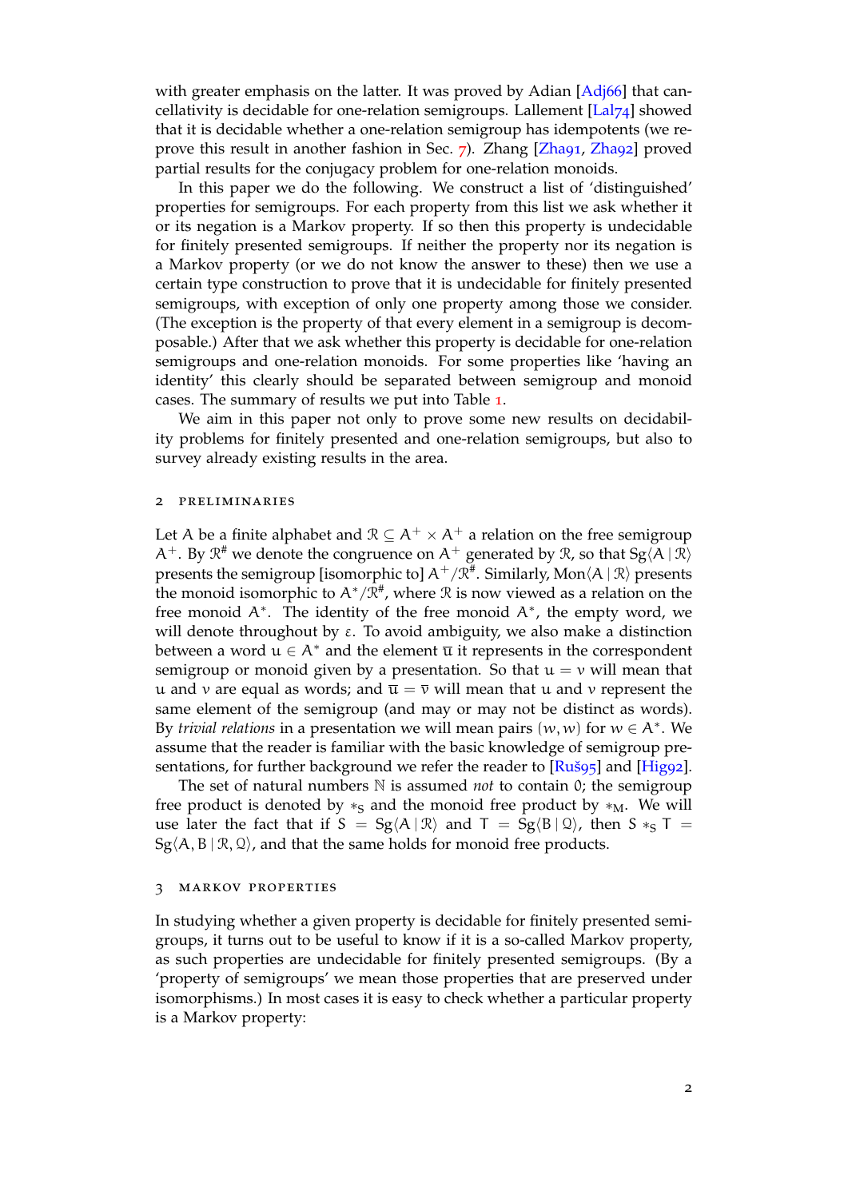with greater emphasis on the latter. It was proved by Adian [Adj66] that cancellativity is decidable for one-relation semigroups. Lallement [Lal74] showed that it is decidable whether a one-relation semigroup has idempotents (we reprove this result in another fashion in Sec. 7). Zhang [Zha91, Zha92] proved partial results for the conjugacy problem for one-relation monoids.

In this paper we do the following. We construct a list of 'distinguished' properties for semigroups. For each property from this list we ask whether it or its negation is a Markov property. If so then this property is undecidable for finitely presented semigroups. If neither the property nor its negation is a Markov property (or we do not know the answer to these) then we use a certain type construction to prove that it is undecidable for finitely presented semigroups, with exception of only one property among those we consider. (The exception is the property of that every element in a semigroup is decomposable.) After that we ask whether this property is decidable for one-relation semigroups and one-relation monoids. For some properties like 'having an identity' this clearly should be separated between semigroup and monoid cases. The summary of results we put into Table 1.

We aim in this paper not only to prove some new results on decidability problems for finitely presented and one-relation semigroups, but also to survey already existing results in the area.

## 2 Preliminaries

Let $A$ be a finite alphabet and $\mathcal{R} \subseteq A^+ \times A^+$ a relation on the free semigroup $A^+$. By $\mathcal{R}^\#$ we denote the congruence on $A^+$ generated by $\mathcal{R}$, so that $\mathrm{Sg}\langle A \mid \mathcal{R}\rangle$ presents the semigroup [isomorphic to] $A^+/\mathcal{R}^\#$. Similarly, $\mathrm{Mon}\langle A \mid \mathcal{R}\rangle$ presents the monoid isomorphic to $A^*/\mathcal{R}^\#$, where $\mathcal{R}$ is now viewed as a relation on the free monoid $A^*$. The identity of the free monoid $A^*$, the empty word, we will denote throughout by $\varepsilon$. To avoid ambiguity, we also make a distinction between a word $u \in A^*$ and the element $\overline{u}$ it represents in the correspondent semigroup or monoid given by a presentation. So that $u = v$ will mean that $u$ and $v$ are equal as words; and $\overline{u} = \overline{v}$ will mean that $u$ and $v$ represent the same element of the semigroup (and may or may not be distinct as words). By *trivial relations* in a presentation we will mean pairs $(w, w)$ for $w \in A^*$. We assume that the reader is familiar with the basic knowledge of semigroup presentations, for further background we refer the reader to [Ruš95] and [Hig92].

The set of natural numbers $\mathbb{N}$ is assumed *not* to contain 0; the semigroup free product is denoted by $*_S$ and the monoid free product by $*_M$. We will use later the fact that if $S = \mathrm{Sg}\langle A \mid \mathcal{R}\rangle$ and $T = \mathrm{Sg}\langle B \mid \mathcal{Q}\rangle$, then $S *_S T = \mathrm{Sg}\langle A, B \mid \mathcal{R}, \mathcal{Q}\rangle$, and that the same holds for monoid free products.

## 3 Markov properties

In studying whether a given property is decidable for finitely presented semigroups, it turns out to be useful to know if it is a so-called Markov property, as such properties are undecidable for finitely presented semigroups. (By a 'property of semigroups' we mean those properties that are preserved under isomorphisms.) In most cases it is easy to check whether a particular property is a Markov property: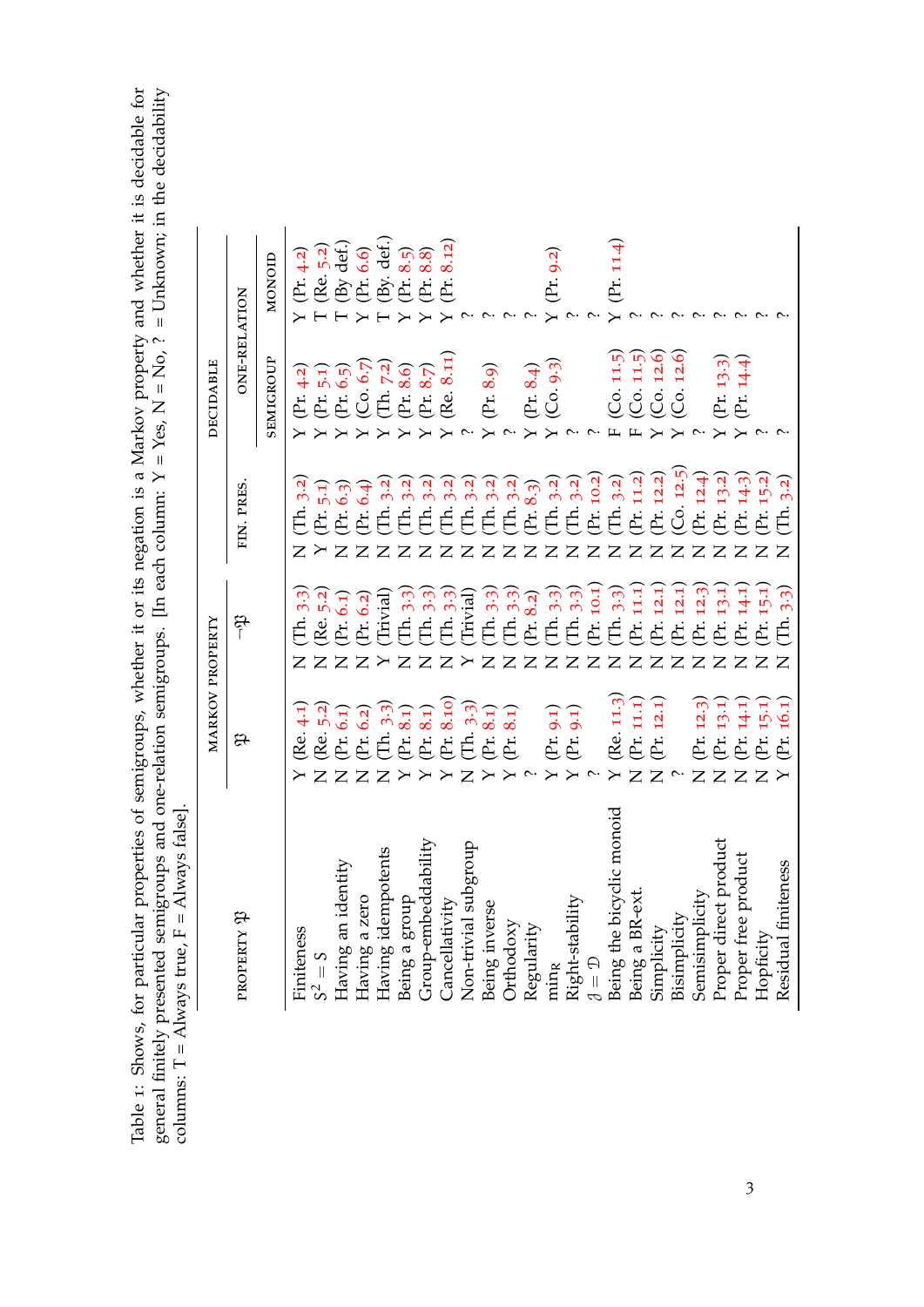Table 1: Shows, for particular properties of semigroups, whether it or its negation is a Markov property and whether it is decidable for general finitely presented semigroups and one-relation semigroups. [In each column: Y = Yes, N = No, ? = Unknown; in the decidability columns: T = Always true, F = Always false].

| PROPERTY $\mathfrak{P}$ | MARKOV PROPERTY | | DECIDABLE | | |
|---|---|---|---|---|---|
| | $\mathfrak{P}$ | $\neg\mathfrak{P}$ | FIN. PRES. | ONE-RELATION | |
| | | | | SEMIGROUP | MONOID |
| Finiteness | Y (Re. 4.1) | N (Th. 3.3) | N (Th. 3.2) | Y (Pr. 4.2) | Y (Pr. 4.2) |
| $S^2 = S$ | N (Re. 5.2) | N (Re. 5.2) | Y (Pr. 5.1) | Y (Pr. 5.1) | T (Re. 5.2) |
| Having an identity | N (Pr. 6.1) | N (Pr. 6.1) | N (Pr. 6.3) | Y (Pr. 6.5) | T (By def.) |
| Having a zero | N (Pr. 6.2) | N (Pr. 6.2) | N (Pr. 6.4) | Y (Co. 6.7) | Y (Pr. 6.6) |
| Having idempotents | N (Th. 3.3) | Y (Trivial) | N (Th. 3.2) | Y (Th. 7.2) | T (By. def.) |
| Being a group | Y (Pr. 8.1) | N (Th. 3.3) | N (Th. 3.2) | Y (Pr. 8.6) | Y (Pr. 8.5) |
| Group-embeddability | Y (Pr. 8.1) | N (Th. 3.3) | N (Th. 3.2) | Y (Pr. 8.7) | Y (Pr. 8.8) |
| Cancellativity | Y (Pr. 8.10) | N (Th. 3.3) | N (Th. 3.2) | Y (Re. 8.11) | Y (Pr. 8.12) |
| Non-trivial subgroup | N (Th. 3.3) | Y (Trivial) | N (Th. 3.2) | ? | ? |
| Being inverse | Y (Pr. 8.1) | N (Th. 3.3) | N (Th. 3.2) | Y (Pr. 8.9) | ? |
| Orthodoxy | Y (Pr. 8.1) | N (Th. 3.3) | N (Th. 3.2) | ? | ? |
| Regularity | ? | N (Pr. 8.2) | N (Pr. 8.3) | Y (Pr. 8.4) | ? |
| $\min_R$ | Y (Pr. 9.1) | N (Th. 3.3) | N (Th. 3.2) | Y (Co. 9.3) | Y (Pr. 9.2) |
| Right-stability | Y (Pr. 9.1) | N (Th. 3.3) | N (Th. 3.2) | ? | ? |
| $\mathcal{J} = \mathcal{D}$ | ? | N (Pr. 10.1) | N (Pr. 10.2) | ? | ? |
| Being the bicyclic monoid | Y (Re. 11.3) | N (Th. 3.3) | N (Th. 3.2) | F (Co. 11.5) | Y (Pr. 11.4) |
| Being a BR-ext. | N (Pr. 11.1) | N (Pr. 11.1) | N (Pr. 11.2) | F (Co. 11.5) | ? |
| Simplicity | N (Pr. 12.1) | N (Pr. 12.1) | N (Pr. 12.2) | Y (Co. 12.6) | ? |
| Bisimplicity | ? | N (Pr. 12.1) | N (Co. 12.5) | Y (Co. 12.6) | ? |
| Semisimplicity | N (Pr. 12.3) | N (Pr. 12.3) | N (Pr. 12.4) | ? | ? |
| Proper direct product | N (Pr. 13.1) | N (Pr. 13.1) | N (Pr. 13.2) | Y (Pr. 13.3) | ? |
| Proper free product | N (Pr. 14.1) | N (Pr. 14.1) | N (Pr. 14.3) | Y (Pr. 14.4) | ? |
| Hopficity | N (Pr. 15.1) | N (Pr. 15.1) | N (Pr. 15.2) | ? | ? |
| Residual finiteness | Y (Pr. 16.1) | N (Th. 3.3) | N (Th. 3.2) | ? | ? |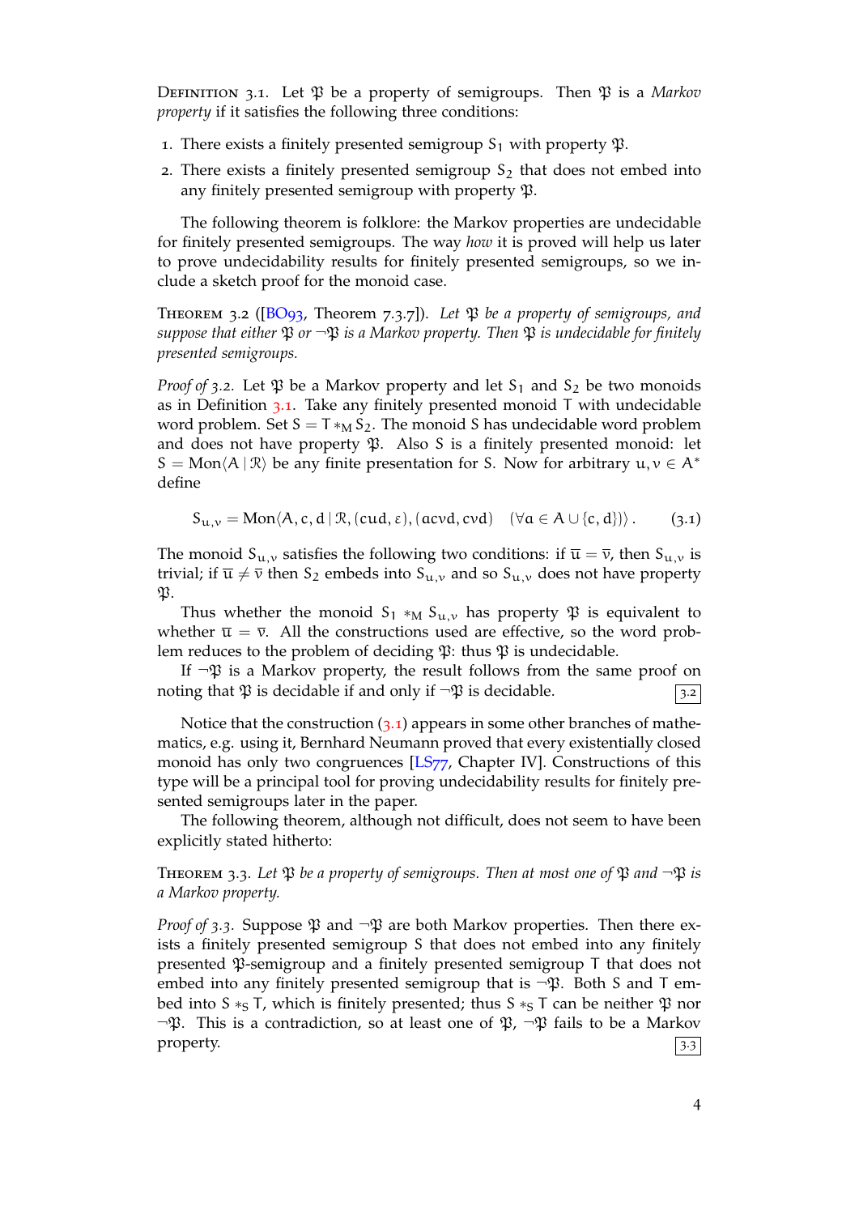Definition 3.1. Let $\mathfrak{P}$ be a property of semigroups. Then $\mathfrak{P}$ is a *Markov property* if it satisfies the following three conditions:

1. There exists a finitely presented semigroup $S_1$ with property $\mathfrak{P}$.
2. There exists a finitely presented semigroup $S_2$ that does not embed into any finitely presented semigroup with property $\mathfrak{P}$.

The following theorem is folklore: the Markov properties are undecidable for finitely presented semigroups. The way *how* it is proved will help us later to prove undecidability results for finitely presented semigroups, so we include a sketch proof for the monoid case.

Theorem 3.2 ([BO93, Theorem 7.3.7]). *Let $\mathfrak{P}$ be a property of semigroups, and suppose that either $\mathfrak{P}$ or $\neg\mathfrak{P}$ is a Markov property. Then $\mathfrak{P}$ is undecidable for finitely presented semigroups.*

*Proof of 3.2.* Let $\mathfrak{P}$ be a Markov property and let $S_1$ and $S_2$ be two monoids as in Definition 3.1. Take any finitely presented monoid $T$ with undecidable word problem. Set $S = T *_M S_2$. The monoid $S$ has undecidable word problem and does not have property $\mathfrak{P}$. Also $S$ is a finitely presented monoid: let $S = \mathrm{Mon}\langle A \mid \mathcal{R}\rangle$ be any finite presentation for $S$. Now for arbitrary $u, v \in A^*$ define

$$S_{u,v} = \mathrm{Mon}\langle A, c, d \mid \mathcal{R}, (cud, \varepsilon), (acvd, cvd) \quad (\forall a \in A \cup \{c, d\})\rangle. \qquad (3.1)$$

The monoid $S_{u,v}$ satisfies the following two conditions: if $\overline{u} = \overline{v}$, then $S_{u,v}$ is trivial; if $\overline{u} \neq \overline{v}$ then $S_2$ embeds into $S_{u,v}$ and so $S_{u,v}$ does not have property $\mathfrak{P}$.

Thus whether the monoid $S_1 *_M S_{u,v}$ has property $\mathfrak{P}$ is equivalent to whether $\overline{u} = \overline{v}$. All the constructions used are effective, so the word problem reduces to the problem of deciding $\mathfrak{P}$: thus $\mathfrak{P}$ is undecidable.

If $\neg\mathfrak{P}$ is a Markov property, the result follows from the same proof on noting that $\mathfrak{P}$ is decidable if and only if $\neg\mathfrak{P}$ is decidable. 3.2

Notice that the construction (3.1) appears in some other branches of mathematics, e.g. using it, Bernhard Neumann proved that every existentially closed monoid has only two congruences [LS77, Chapter IV]. Constructions of this type will be a principal tool for proving undecidability results for finitely presented semigroups later in the paper.

The following theorem, although not difficult, does not seem to have been explicitly stated hitherto:

Theorem 3.3. *Let $\mathfrak{P}$ be a property of semigroups. Then at most one of $\mathfrak{P}$ and $\neg\mathfrak{P}$ is a Markov property.*

*Proof of 3.3.* Suppose $\mathfrak{P}$ and $\neg\mathfrak{P}$ are both Markov properties. Then there exists a finitely presented semigroup $S$ that does not embed into any finitely presented $\mathfrak{P}$-semigroup and a finitely presented semigroup $T$ that does not embed into any finitely presented semigroup that is $\neg\mathfrak{P}$. Both $S$ and $T$ embed into $S *_S T$, which is finitely presented; thus $S *_S T$ can be neither $\mathfrak{P}$ nor $\neg\mathfrak{P}$. This is a contradiction, so at least one of $\mathfrak{P}$, $\neg\mathfrak{P}$ fails to be a Markov property. 3.3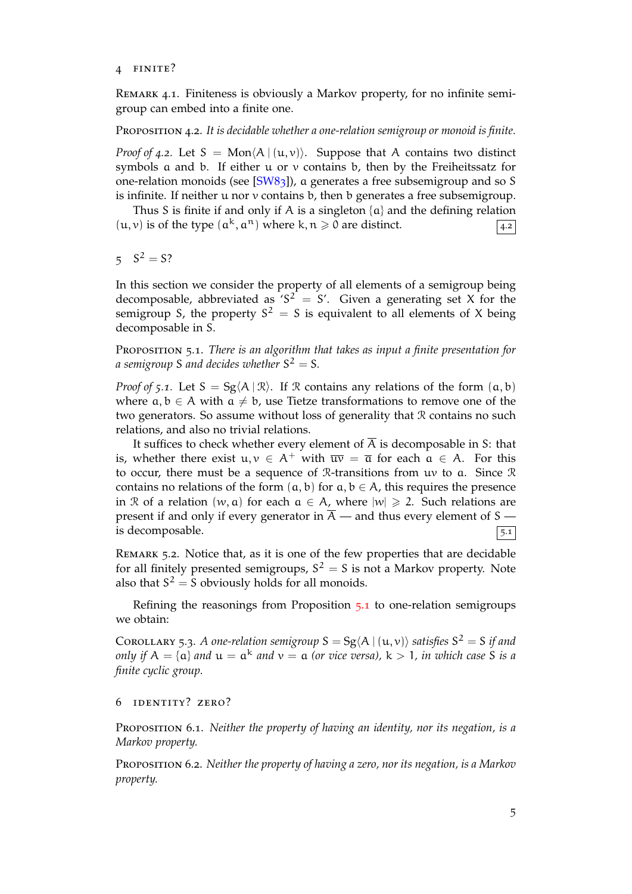# 4 FINITE?

REMARK 4.1. Finiteness is obviously a Markov property, for no infinite semigroup can embed into a finite one.

PROPOSITION 4.2. *It is decidable whether a one-relation semigroup or monoid is finite.*

*Proof of 4.2.* Let $S = \mathrm{Mon}\langle A \mid (u, v)\rangle$. Suppose that $A$ contains two distinct symbols $a$ and $b$. If either $u$ or $v$ contains $b$, then by the Freiheitssatz for one-relation monoids (see [SW83]), $a$ generates a free subsemigroup and so $S$ is infinite. If neither $u$ nor $v$ contains $b$, then $b$ generates a free subsemigroup.

Thus $S$ is finite if and only if $A$ is a singleton $\{a\}$ and the defining relation $(u, v)$ is of the type $(a^k, a^n)$ where $k, n \geqslant 0$ are distinct. 4.2

# 5 $S^2 = S$?

In this section we consider the property of all elements of a semigroup being decomposable, abbreviated as '$S^2 = S$'. Given a generating set $X$ for the semigroup $S$, the property $S^2 = S$ is equivalent to all elements of $X$ being decomposable in $S$.

PROPOSITION 5.1. *There is an algorithm that takes as input a finite presentation for a semigroup $S$ and decides whether $S^2 = S$.*

*Proof of 5.1.* Let $S = \mathrm{Sg}\langle A \mid \mathcal{R}\rangle$. If $\mathcal{R}$ contains any relations of the form $(a, b)$ where $a, b \in A$ with $a \neq b$, use Tietze transformations to remove one of the two generators. So assume without loss of generality that $\mathcal{R}$ contains no such relations, and also no trivial relations.

It suffices to check whether every element of $\overline{A}$ is decomposable in $S$: that is, whether there exist $u, v \in A^+$ with $\overline{uv} = \overline{a}$ for each $a \in A$. For this to occur, there must be a sequence of $\mathcal{R}$-transitions from $uv$ to $a$. Since $\mathcal{R}$ contains no relations of the form $(a, b)$ for $a, b \in A$, this requires the presence in $\mathcal{R}$ of a relation $(w, a)$ for each $a \in A$, where $|w| \geqslant 2$. Such relations are present if and only if every generator in $\overline{A}$ — and thus every element of $S$ — is decomposable. 5.1

REMARK 5.2. Notice that, as it is one of the few properties that are decidable for all finitely presented semigroups, $S^2 = S$ is not a Markov property. Note also that $S^2 = S$ obviously holds for all monoids.

Refining the reasonings from Proposition 5.1 to one-relation semigroups we obtain:

COROLLARY 5.3. *A one-relation semigroup $S = \mathrm{Sg}\langle A \mid (u, v)\rangle$ satisfies $S^2 = S$ if and only if $A = \{a\}$ and $u = a^k$ and $v = a$ (or vice versa), $k > 1$, in which case $S$ is a finite cyclic group.*

# 6 IDENTITY? ZERO?

PROPOSITION 6.1. *Neither the property of having an identity, nor its negation, is a Markov property.*

PROPOSITION 6.2. *Neither the property of having a zero, nor its negation, is a Markov property.*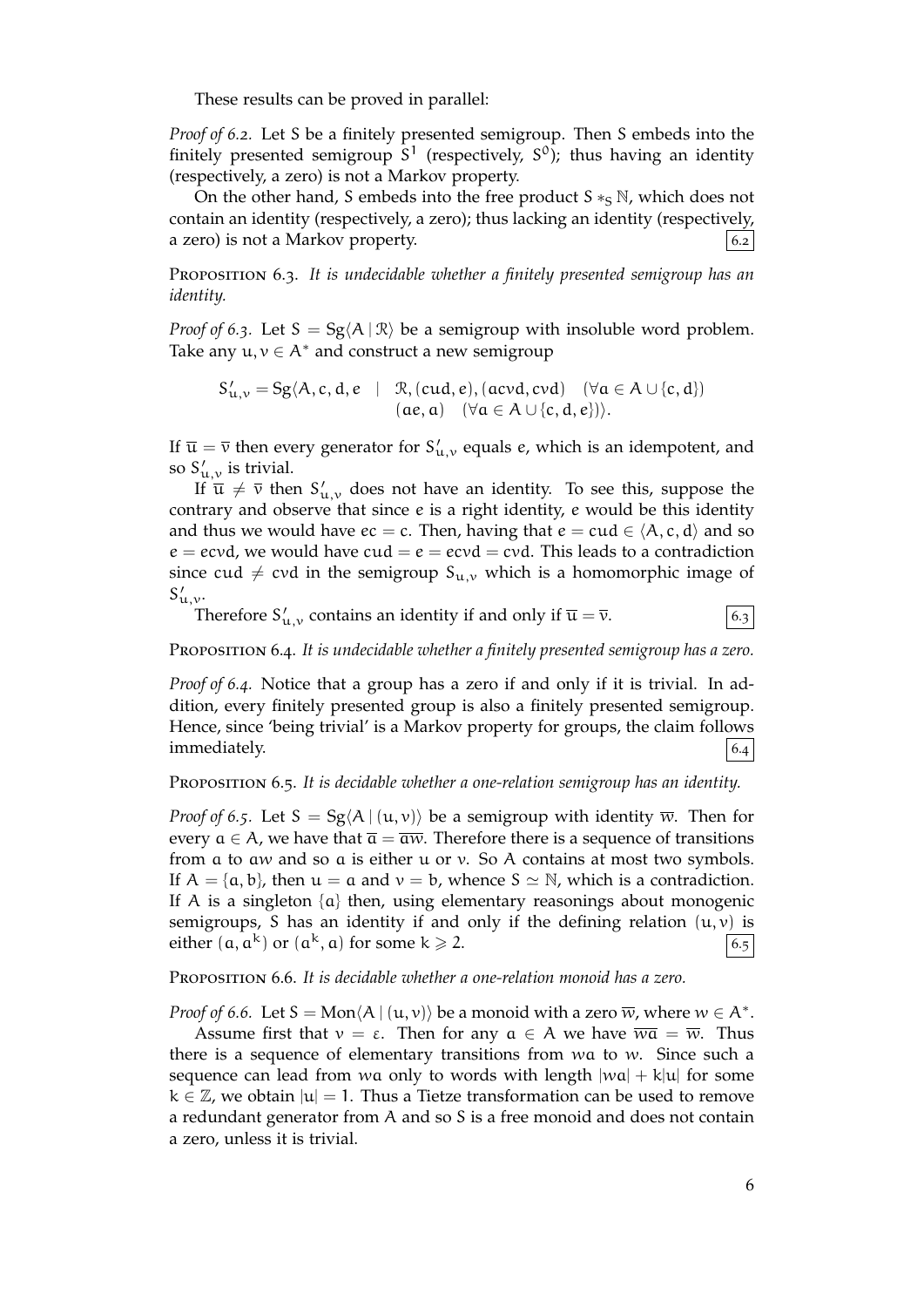These results can be proved in parallel:

*Proof of 6.2.* Let $S$ be a finitely presented semigroup. Then $S$ embeds into the finitely presented semigroup $S^1$ (respectively, $S^0$); thus having an identity (respectively, a zero) is not a Markov property.

On the other hand, $S$ embeds into the free product $S *_S \mathbb{N}$, which does not contain an identity (respectively, a zero); thus lacking an identity (respectively, a zero) is not a Markov property. $\boxed{6.2}$

Proposition 6.3. *It is undecidable whether a finitely presented semigroup has an identity.*

*Proof of 6.3.* Let $S = \mathrm{Sg}\langle A \mid \mathcal{R}\rangle$ be a semigroup with insoluble word problem. Take any $u, v \in A^*$ and construct a new semigroup

$$S'_{u,v} = \mathrm{Sg}\langle A, c, d, e \;\; | \;\; \mathcal{R}, (cud, e), (acvd, cvd) \quad (\forall a \in A \cup \{c, d\}) \\ (ae, a) \quad (\forall a \in A \cup \{c, d, e\})\rangle.$$

If $\overline{u} = \overline{v}$ then every generator for $S'_{u,v}$ equals $e$, which is an idempotent, and so $S'_{u,v}$ is trivial.

If $\overline{u} \neq \overline{v}$ then $S'_{u,v}$ does not have an identity. To see this, suppose the contrary and observe that since $e$ is a right identity, $e$ would be this identity and thus we would have $ec = c$. Then, having that $e = cud \in \langle A, c, d\rangle$ and so $e = ecvd$, we would have $cud = e = ecvd = cvd$. This leads to a contradiction since $cud \neq cvd$ in the semigroup $S_{u,v}$ which is a homomorphic image of $S'_{u,v}$.

Therefore $S'_{u,v}$ contains an identity if and only if $\overline{u} = \overline{v}$. $\boxed{6.3}$

Proposition 6.4. *It is undecidable whether a finitely presented semigroup has a zero.*

*Proof of 6.4.* Notice that a group has a zero if and only if it is trivial. In addition, every finitely presented group is also a finitely presented semigroup. Hence, since 'being trivial' is a Markov property for groups, the claim follows immediately. $\boxed{6.4}$

Proposition 6.5. *It is decidable whether a one-relation semigroup has an identity.*

*Proof of 6.5.* Let $S = \mathrm{Sg}\langle A \mid (u, v)\rangle$ be a semigroup with identity $\overline{w}$. Then for every $a \in A$, we have that $\overline{a} = \overline{aw}$. Therefore there is a sequence of transitions from $a$ to $aw$ and so $a$ is either $u$ or $v$. So $A$ contains at most two symbols. If $A = \{a, b\}$, then $u = a$ and $v = b$, whence $S \simeq \mathbb{N}$, which is a contradiction. If $A$ is a singleton $\{a\}$ then, using elementary reasonings about monogenic semigroups, $S$ has an identity if and only if the defining relation $(u, v)$ is either $(a, a^k)$ or $(a^k, a)$ for some $k \geqslant 2$. $\boxed{6.5}$

Proposition 6.6. *It is decidable whether a one-relation monoid has a zero.*

*Proof of 6.6.* Let $S = \mathrm{Mon}\langle A \mid (u, v)\rangle$ be a monoid with a zero $\overline{w}$, where $w \in A^*$.

Assume first that $v = \varepsilon$. Then for any $a \in A$ we have $\overline{wa} = \overline{w}$. Thus there is a sequence of elementary transitions from $wa$ to $w$. Since such a sequence can lead from $wa$ only to words with length $|wa| + k|u|$ for some $k \in \mathbb{Z}$, we obtain $|u| = 1$. Thus a Tietze transformation can be used to remove a redundant generator from $A$ and so $S$ is a free monoid and does not contain a zero, unless it is trivial.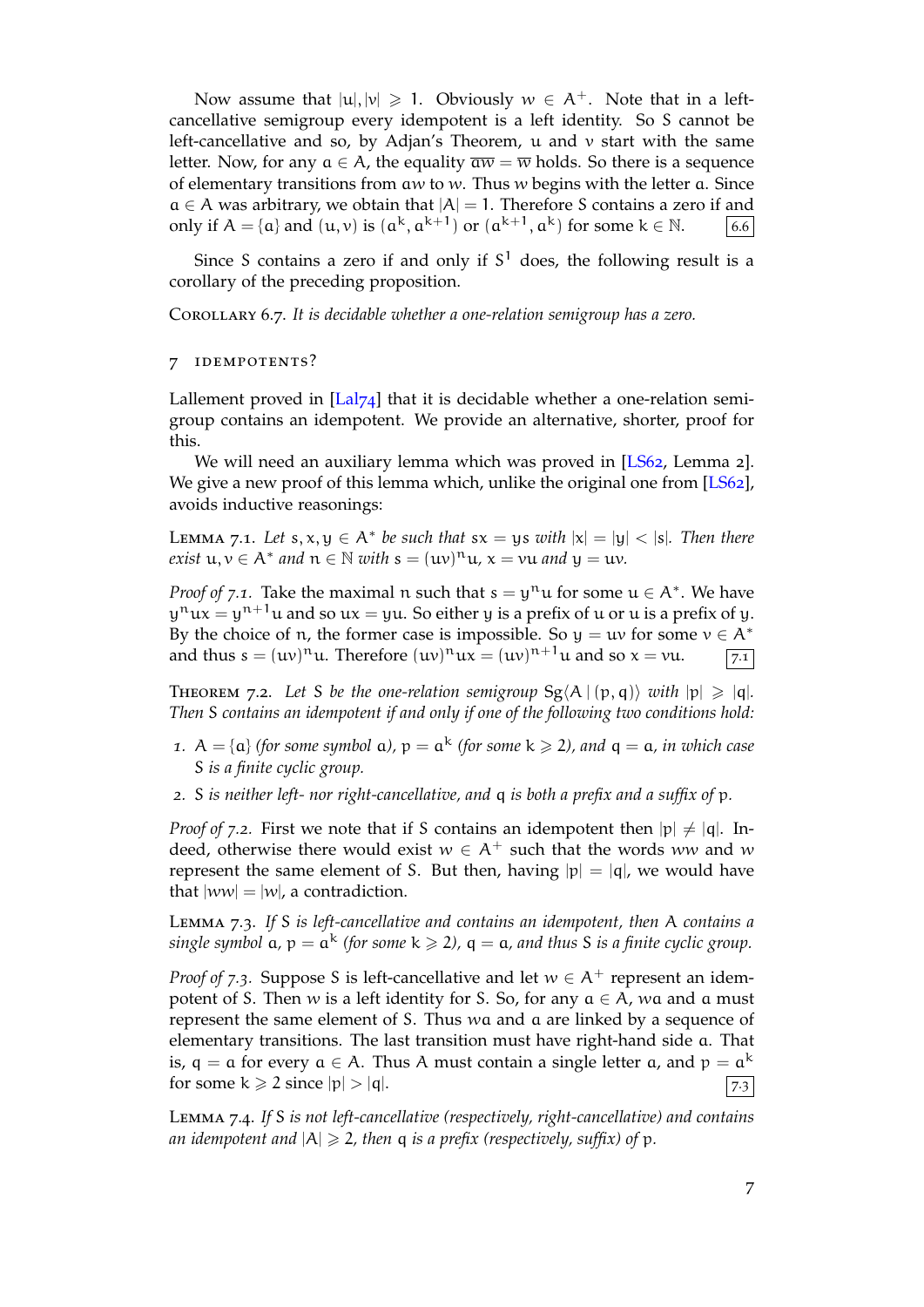Now assume that $|u|, |v| \geqslant 1$. Obviously $w \in A^+$. Note that in a left-cancellative semigroup every idempotent is a left identity. So $S$ cannot be left-cancellative and so, by Adjan's Theorem, $u$ and $v$ start with the same letter. Now, for any $a \in A$, the equality $\overline{aw} = \overline{w}$ holds. So there is a sequence of elementary transitions from $aw$ to $w$. Thus $w$ begins with the letter $a$. Since $a \in A$ was arbitrary, we obtain that $|A| = 1$. Therefore $S$ contains a zero if and only if $A = \{a\}$ and $(u, v)$ is $(a^k, a^{k+1})$ or $(a^{k+1}, a^k)$ for some $k \in \mathbb{N}$. 6.6

Since $S$ contains a zero if and only if $S^1$ does, the following result is a corollary of the preceding proposition.

Corollary 6.7. *It is decidable whether a one-relation semigroup has a zero.*

## 7 Idempotents?

Lallement proved in [Lal74] that it is decidable whether a one-relation semigroup contains an idempotent. We provide an alternative, shorter, proof for this.

We will need an auxiliary lemma which was proved in [LS62, Lemma 2]. We give a new proof of this lemma which, unlike the original one from [LS62], avoids inductive reasonings:

Lemma 7.1. *Let $s, x, y \in A^*$ be such that $sx = ys$ with $|x| = |y| < |s|$. Then there exist $u, v \in A^*$ and $n \in \mathbb{N}$ with $s = (uv)^n u$, $x = vu$ and $y = uv$.*

*Proof of 7.1.* Take the maximal $n$ such that $s = y^n u$ for some $u \in A^*$. We have $y^n ux = y^{n+1} u$ and so $ux = yu$. So either $y$ is a prefix of $u$ or $u$ is a prefix of $y$. By the choice of $n$, the former case is impossible. So $y = uv$ for some $v \in A^*$ and thus $s = (uv)^n u$. Therefore $(uv)^n ux = (uv)^{n+1} u$ and so $x = vu$. 7.1

Theorem 7.2. *Let $S$ be the one-relation semigroup $\mathrm{Sg}\langle A \mid (p, q)\rangle$ with $|p| \geqslant |q|$. Then $S$ contains an idempotent if and only if one of the following two conditions hold:*

1. *$A = \{a\}$ (for some symbol $a$), $p = a^k$ (for some $k \geqslant 2$), and $q = a$, in which case $S$ is a finite cyclic group.*
2. *$S$ is neither left- nor right-cancellative, and $q$ is both a prefix and a suffix of $p$.*

*Proof of 7.2.* First we note that if $S$ contains an idempotent then $|p| \neq |q|$. Indeed, otherwise there would exist $w \in A^+$ such that the words $ww$ and $w$ represent the same element of $S$. But then, having $|p| = |q|$, we would have that $|ww| = |w|$, a contradiction.

Lemma 7.3. *If $S$ is left-cancellative and contains an idempotent, then $A$ contains a single symbol $a$, $p = a^k$ (for some $k \geqslant 2$), $q = a$, and thus $S$ is a finite cyclic group.*

*Proof of 7.3.* Suppose $S$ is left-cancellative and let $w \in A^+$ represent an idempotent of $S$. Then $w$ is a left identity for $S$. So, for any $a \in A$, $wa$ and $a$ must represent the same element of $S$. Thus $wa$ and $a$ are linked by a sequence of elementary transitions. The last transition must have right-hand side $a$. That is, $q = a$ for every $a \in A$. Thus $A$ must contain a single letter $a$, and $p = a^k$ for some $k \geqslant 2$ since $|p| > |q|$. 7.3

Lemma 7.4. *If $S$ is not left-cancellative (respectively, right-cancellative) and contains an idempotent and $|A| \geqslant 2$, then $q$ is a prefix (respectively, suffix) of $p$.*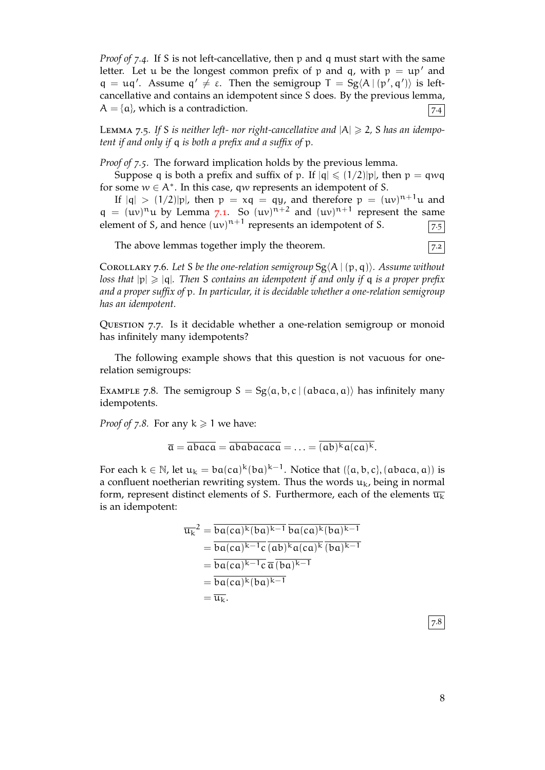*Proof of 7.4.* If $S$ is not left-cancellative, then $p$ and $q$ must start with the same letter. Let $u$ be the longest common prefix of $p$ and $q$, with $p = up'$ and $q = uq'$. Assume $q' \neq \varepsilon$. Then the semigroup $T = \mathrm{Sg}\langle A \mid (p', q')\rangle$ is left-cancellative and contains an idempotent since $S$ does. By the previous lemma, $A = \{a\}$, which is a contradiction. $\boxed{7.4}$

Lemma 7.5. *If $S$ is neither left- nor right-cancellative and $|A| \geqslant 2$, $S$ has an idempotent if and only if $q$ is both a prefix and a suffix of $p$.*

*Proof of 7.5.* The forward implication holds by the previous lemma.

Suppose $q$ is both a prefix and suffix of $p$. If $|q| \leqslant (1/2)|p|$, then $p = qwq$ for some $w \in A^*$. In this case, $qw$ represents an idempotent of $S$.

If $|q| > (1/2)|p|$, then $p = xq = qy$, and therefore $p = (uv)^{n+1}u$ and $q = (uv)^n u$ by Lemma 7.1. So $(uv)^{n+2}$ and $(uv)^{n+1}$ represent the same element of $S$, and hence $(uv)^{n+1}$ represents an idempotent of $S$. $\boxed{7.5}$

The above lemmas together imply the theorem. $\boxed{7.2}$

Corollary 7.6. *Let $S$ be the one-relation semigroup $\mathrm{Sg}\langle A \mid (p, q)\rangle$. Assume without loss that $|p| \geqslant |q|$. Then $S$ contains an idempotent if and only if $q$ is a proper prefix and a proper suffix of $p$. In particular, it is decidable whether a one-relation semigroup has an idempotent.*

Question 7.7. Is it decidable whether a one-relation semigroup or monoid has infinitely many idempotents?

The following example shows that this question is not vacuous for one-relation semigroups:

Example 7.8. The semigroup $S = \mathrm{Sg}\langle a, b, c \mid (abaca, a)\rangle$ has infinitely many idempotents.

*Proof of 7.8.* For any $k \geqslant 1$ we have:

$$\overline{a} = \overline{abaca} = \overline{ababacaca} = \ldots = \overline{(ab)^k a (ca)^k}.$$

For each $k \in \mathbb{N}$, let $u_k = ba(ca)^k(ba)^{k-1}$. Notice that $(\{a, b, c\}, (abaca, a))$ is a confluent noetherian rewriting system. Thus the words $u_k$, being in normal form, represent distinct elements of $S$. Furthermore, each of the elements $\overline{u_k}$ is an idempotent:

$$\begin{aligned}
\overline{u_k}^2 &= \overline{ba(ca)^k(ba)^{k-1}}\,\overline{ba(ca)^k(ba)^{k-1}} \\
&= \overline{ba(ca)^{k-1}c}\,\overline{(ab)^k a(ca)^k}\,\overline{(ba)^{k-1}} \\
&= \overline{ba(ca)^{k-1}c}\,\overline{a}\,\overline{(ba)^{k-1}} \\
&= \overline{ba(ca)^k(ba)^{k-1}} \\
&= \overline{u_k}.
\end{aligned}$$

$\boxed{7.8}$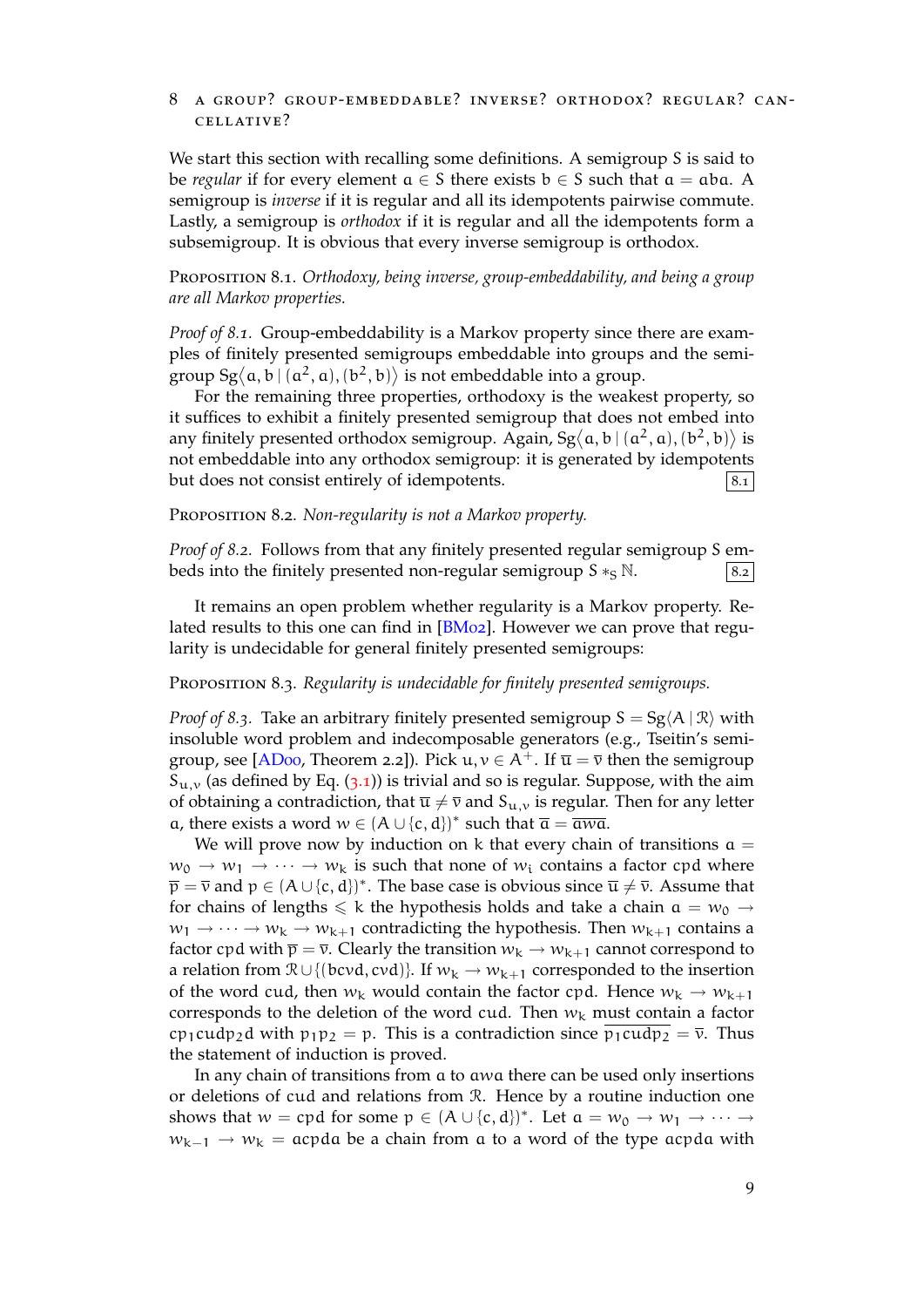## 8 A group? Group-embeddable? Inverse? Orthodox? Regular? Cancellative?

We start this section with recalling some definitions. A semigroup $S$ is said to be *regular* if for every element $a \in S$ there exists $b \in S$ such that $a = aba$. A semigroup is *inverse* if it is regular and all its idempotents pairwise commute. Lastly, a semigroup is *orthodox* if it is regular and all the idempotents form a subsemigroup. It is obvious that every inverse semigroup is orthodox.

Proposition 8.1. *Orthodoxy, being inverse, group-embeddability, and being a group are all Markov properties.*

*Proof of 8.1.* Group-embeddability is a Markov property since there are examples of finitely presented semigroups embeddable into groups and the semigroup $\mathrm{Sg}\langle a, b \mid (a^2, a), (b^2, b)\rangle$ is not embeddable into a group.

For the remaining three properties, orthodoxy is the weakest property, so it suffices to exhibit a finitely presented semigroup that does not embed into any finitely presented orthodox semigroup. Again, $\mathrm{Sg}\langle a, b \mid (a^2, a), (b^2, b)\rangle$ is not embeddable into any orthodox semigroup: it is generated by idempotents but does not consist entirely of idempotents. 8.1

Proposition 8.2. *Non-regularity is not a Markov property.*

*Proof of 8.2.* Follows from that any finitely presented regular semigroup $S$ embeds into the finitely presented non-regular semigroup $S *_S \mathbb{N}$. 8.2

It remains an open problem whether regularity is a Markov property. Related results to this one can find in [BM02]. However we can prove that regularity is undecidable for general finitely presented semigroups:

Proposition 8.3. *Regularity is undecidable for finitely presented semigroups.*

*Proof of 8.3.* Take an arbitrary finitely presented semigroup $S = \mathrm{Sg}\langle A \mid \mathcal{R}\rangle$ with insoluble word problem and indecomposable generators (e.g., Tseitin's semigroup, see [AD00, Theorem 2.2]). Pick $u, v \in A^+$. If $\overline{u} = \overline{v}$ then the semigroup $S_{u,v}$ (as defined by Eq. (3.1)) is trivial and so is regular. Suppose, with the aim of obtaining a contradiction, that $\overline{u} \neq \overline{v}$ and $S_{u,v}$ is regular. Then for any letter $a$, there exists a word $w \in (A \cup \{c, d\})^*$ such that $\overline{a} = \overline{awa}$.

We will prove now by induction on $k$ that every chain of transitions $a = w_0 \to w_1 \to \cdots \to w_k$ is such that none of $w_i$ contains a factor $cpd$ where $\overline{p} = \overline{v}$ and $p \in (A \cup \{c, d\})^*$. The base case is obvious since $\overline{u} \neq \overline{v}$. Assume that for chains of lengths $\leqslant k$ the hypothesis holds and take a chain $a = w_0 \to w_1 \to \cdots \to w_k \to w_{k+1}$ contradicting the hypothesis. Then $w_{k+1}$ contains a factor $cpd$ with $\overline{p} = \overline{v}$. Clearly the transition $w_k \to w_{k+1}$ cannot correspond to a relation from $\mathcal{R} \cup \{(bcvd, cvd)\}$. If $w_k \to w_{k+1}$ corresponded to the insertion of the word $cud$, then $w_k$ would contain the factor $cpd$. Hence $w_k \to w_{k+1}$ corresponds to the deletion of the word $cud$. Then $w_k$ must contain a factor $cp_1cudp_2d$ with $p_1p_2 = p$. This is a contradiction since $\overline{p_1cudp_2} = \overline{v}$. Thus the statement of induction is proved.

In any chain of transitions from $a$ to $awa$ there can be used only insertions or deletions of $cud$ and relations from $\mathcal{R}$. Hence by a routine induction one shows that $w = cpd$ for some $p \in (A \cup \{c, d\})^*$. Let $a = w_0 \to w_1 \to \cdots \to w_{k-1} \to w_k = acpda$ be a chain from $a$ to a word of the type $acpda$ with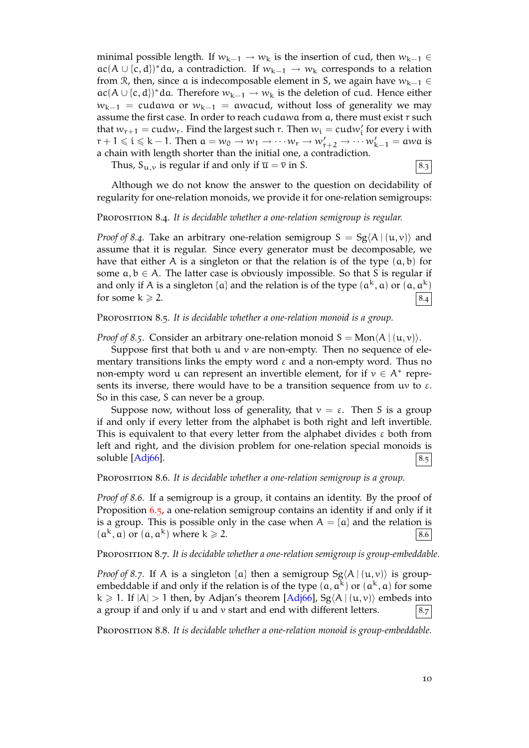minimal possible length. If $w_{k-1} \to w_k$ is the insertion of $cud$, then $w_{k-1} \in ac(A \cup \{c, d\})^* da$, a contradiction. If $w_{k-1} \to w_k$ corresponds to a relation from $\mathcal{R}$, then, since $a$ is indecomposable element in $S$, we again have $w_{k-1} \in ac(A \cup \{c, d\})^* da$. Therefore $w_{k-1} \to w_k$ is the deletion of $cud$. Hence either $w_{k-1} = cudawa$ or $w_{k-1} = awacud$, without loss of generality we may assume the first case. In order to reach $cudawa$ from $a$, there must exist $r$ such that $w_{r+1} = cudw_r$. Find the largest such $r$. Then $w_i = cudw'_i$ for every $i$ with $r+1 \leqslant i \leqslant k-1$. Then $a = w_0 \to w_1 \to \cdots w_r \to w'_{r+2} \to \cdots w'_{k-1} = awa$ is a chain with length shorter than the initial one, a contradiction.

Thus, $S_{u,v}$ is regular if and only if $\overline{u} = \overline{v}$ in $S$. 8.3

Although we do not know the answer to the question on decidability of regularity for one-relation monoids, we provide it for one-relation semigroups:

Proposition 8.4. *It is decidable whether a one-relation semigroup is regular.*

*Proof of 8.4.* Take an arbitrary one-relation semigroup $S = \mathrm{Sg}\langle A \mid (u, v)\rangle$ and assume that it is regular. Since every generator must be decomposable, we have that either $A$ is a singleton or that the relation is of the type $(a, b)$ for some $a, b \in A$. The latter case is obviously impossible. So that $S$ is regular if and only if $A$ is a singleton $\{a\}$ and the relation is of the type $(a^k, a)$ or $(a, a^k)$ for some $k \geqslant 2$. 8.4

Proposition 8.5. *It is decidable whether a one-relation monoid is a group.*

*Proof of 8.5.* Consider an arbitrary one-relation monoid $S = \mathrm{Mon}\langle A \mid (u, v)\rangle$.

Suppose first that both $u$ and $v$ are non-empty. Then no sequence of elementary transitions links the empty word $\varepsilon$ and a non-empty word. Thus no non-empty word $u$ can represent an invertible element, for if $v \in A^*$ represents its inverse, there would have to be a transition sequence from $uv$ to $\varepsilon$. So in this case, $S$ can never be a group.

Suppose now, without loss of generality, that $v = \varepsilon$. Then $S$ is a group if and only if every letter from the alphabet is both right and left invertible. This is equivalent to that every letter from the alphabet divides $\varepsilon$ both from left and right, and the division problem for one-relation special monoids is soluble [Adj66]. 8.5

Proposition 8.6. *It is decidable whether a one-relation semigroup is a group.*

*Proof of 8.6.* If a semigroup is a group, it contains an identity. By the proof of Proposition 6.5, a one-relation semigroup contains an identity if and only if it is a group. This is possible only in the case when $A = \{a\}$ and the relation is $(a^k, a)$ or $(a, a^k)$ where $k \geqslant 2$. 8.6

Proposition 8.7. *It is decidable whether a one-relation semigroup is group-embeddable.*

*Proof of 8.7.* If $A$ is a singleton $\{a\}$ then a semigroup $\mathrm{Sg}\langle A \mid (u, v)\rangle$ is group-embeddable if and only if the relation is of the type $(a, a^k)$ or $(a^k, a)$ for some $k \geqslant 1$. If $|A| > 1$ then, by Adjan's theorem [Adj66], $\mathrm{Sg}\langle A \mid (u, v)\rangle$ embeds into a group if and only if $u$ and $v$ start and end with different letters. 8.7

Proposition 8.8. *It is decidable whether a one-relation monoid is group-embeddable.*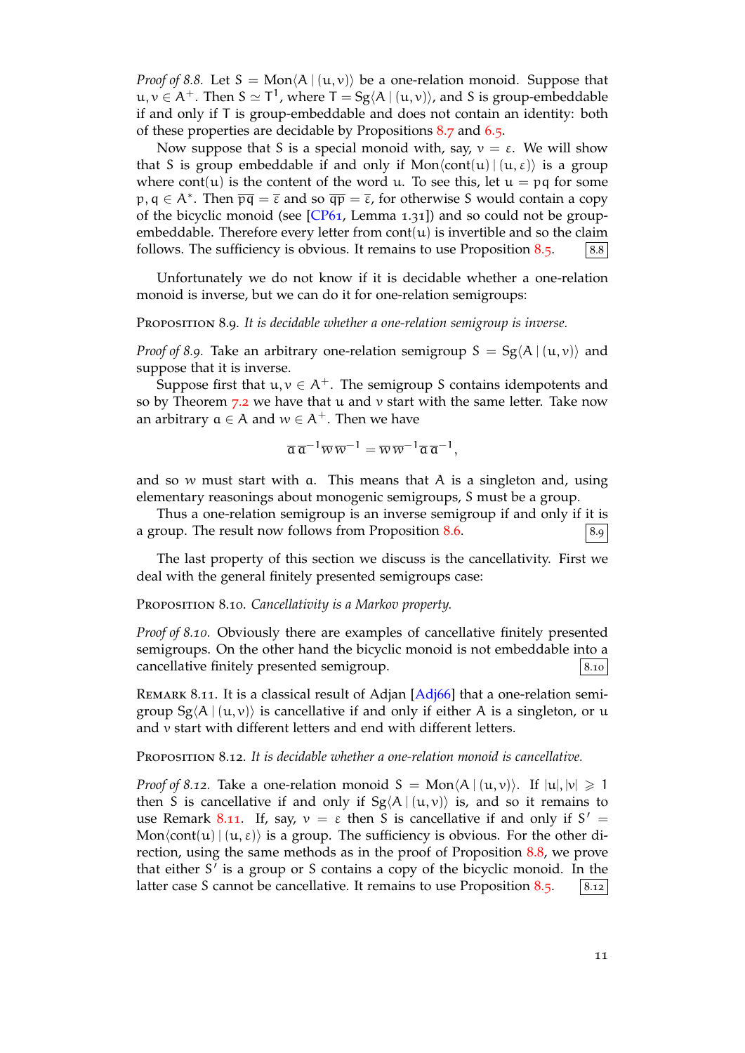*Proof of 8.8.* Let $S = \mathrm{Mon}\langle A \mid (u, v)\rangle$ be a one-relation monoid. Suppose that $u, v \in A^+$. Then $S \simeq T^1$, where $T = \mathrm{Sg}\langle A \mid (u, v)\rangle$, and $S$ is group-embeddable if and only if $T$ is group-embeddable and does not contain an identity: both of these properties are decidable by Propositions 8.7 and 6.5.

Now suppose that $S$ is a special monoid with, say, $v = \varepsilon$. We will show that $S$ is group embeddable if and only if $\mathrm{Mon}\langle \mathrm{cont}(u) \mid (u, \varepsilon)\rangle$ is a group where $\mathrm{cont}(u)$ is the content of the word $u$. To see this, let $u = pq$ for some $p, q \in A^*$. Then $\overline{pq} = \overline{\varepsilon}$ and so $\overline{qp} = \overline{\varepsilon}$, for otherwise $S$ would contain a copy of the bicyclic monoid (see [CP61, Lemma 1.31]) and so could not be group-embeddable. Therefore every letter from $\mathrm{cont}(u)$ is invertible and so the claim follows. The sufficiency is obvious. It remains to use Proposition 8.5. $\boxed{8.8}$

Unfortunately we do not know if it is decidable whether a one-relation monoid is inverse, but we can do it for one-relation semigroups:

**Proposition 8.9.** *It is decidable whether a one-relation semigroup is inverse.*

*Proof of 8.9.* Take an arbitrary one-relation semigroup $S = \mathrm{Sg}\langle A \mid (u, v)\rangle$ and suppose that it is inverse.

Suppose first that $u, v \in A^+$. The semigroup $S$ contains idempotents and so by Theorem 7.2 we have that $u$ and $v$ start with the same letter. Take now an arbitrary $a \in A$ and $w \in A^+$. Then we have

$$\overline{a}\,\overline{a}^{-1}\overline{w}\,\overline{w}^{-1} = \overline{w}\,\overline{w}^{-1}\overline{a}\,\overline{a}^{-1},$$

and so $w$ must start with $a$. This means that $A$ is a singleton and, using elementary reasonings about monogenic semigroups, $S$ must be a group.

Thus a one-relation semigroup is an inverse semigroup if and only if it is a group. The result now follows from Proposition 8.6. $\boxed{8.9}$

The last property of this section we discuss is the cancellativity. First we deal with the general finitely presented semigroups case:

**Proposition 8.10.** *Cancellativity is a Markov property.*

*Proof of 8.10.* Obviously there are examples of cancellative finitely presented semigroups. On the other hand the bicyclic monoid is not embeddable into a cancellative finitely presented semigroup. $\boxed{8.10}$

**Remark 8.11.** It is a classical result of Adjan [Adj66] that a one-relation semigroup $\mathrm{Sg}\langle A \mid (u, v)\rangle$ is cancellative if and only if either $A$ is a singleton, or $u$ and $v$ start with different letters and end with different letters.

**Proposition 8.12.** *It is decidable whether a one-relation monoid is cancellative.*

*Proof of 8.12.* Take a one-relation monoid $S = \mathrm{Mon}\langle A \mid (u, v)\rangle$. If $|u|, |v| \geqslant 1$ then $S$ is cancellative if and only if $\mathrm{Sg}\langle A \mid (u, v)\rangle$ is, and so it remains to use Remark 8.11. If, say, $v = \varepsilon$ then $S$ is cancellative if and only if $S' = \mathrm{Mon}\langle \mathrm{cont}(u) \mid (u, \varepsilon)\rangle$ is a group. The sufficiency is obvious. For the other direction, using the same methods as in the proof of Proposition 8.8, we prove that either $S'$ is a group or $S$ contains a copy of the bicyclic monoid. In the latter case $S$ cannot be cancellative. It remains to use Proposition 8.5. $\boxed{8.12}$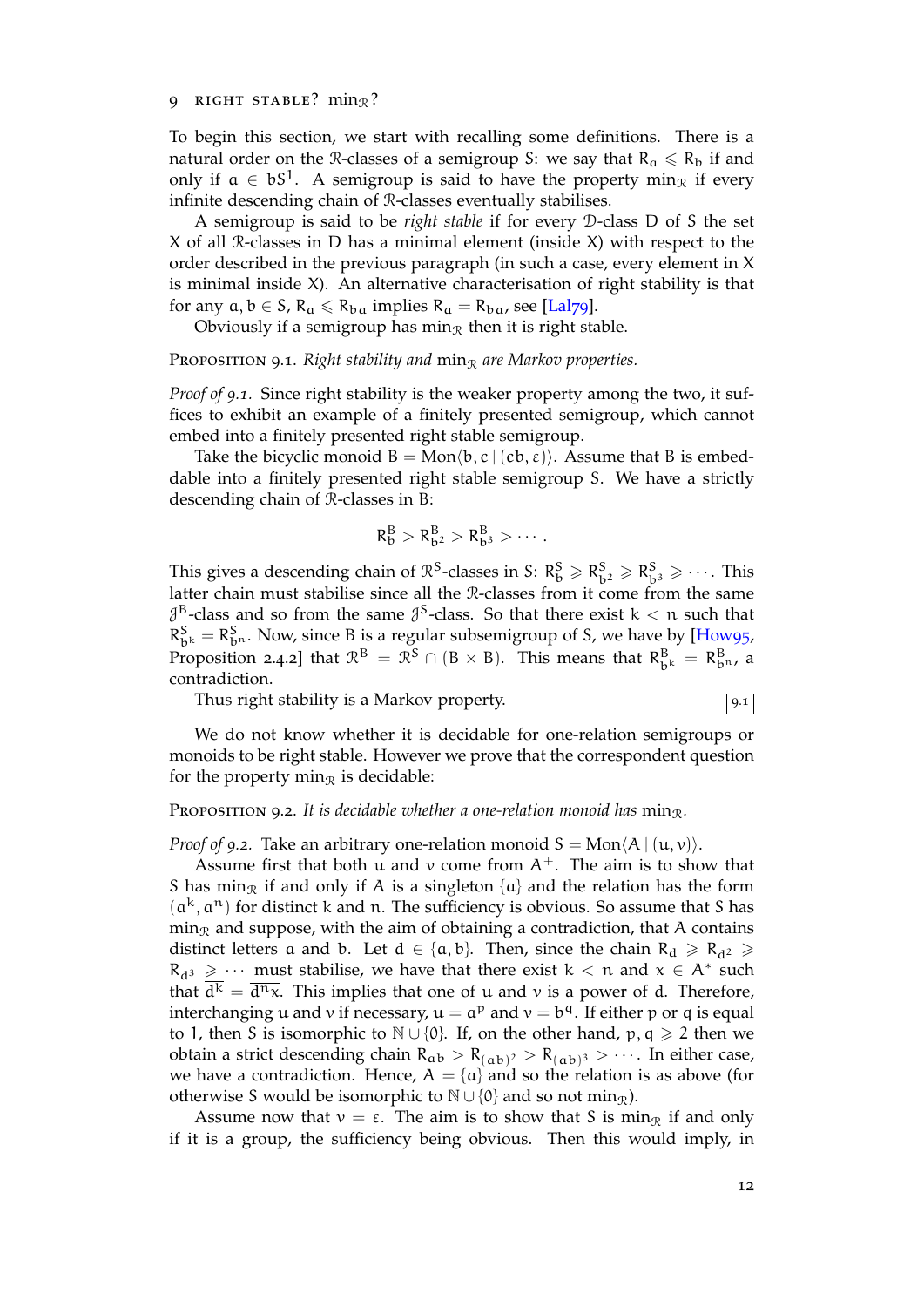# 9 RIGHT STABLE? $\min_{\mathcal{R}}$?

To begin this section, we start with recalling some definitions. There is a natural order on the $\mathcal{R}$-classes of a semigroup S: we say that $R_a \leqslant R_b$ if and only if $a \in bS^1$. A semigroup is said to have the property $\min_{\mathcal{R}}$ if every infinite descending chain of $\mathcal{R}$-classes eventually stabilises.

A semigroup is said to be *right stable* if for every $\mathcal{D}$-class D of S the set X of all $\mathcal{R}$-classes in D has a minimal element (inside X) with respect to the order described in the previous paragraph (in such a case, every element in X is minimal inside X). An alternative characterisation of right stability is that for any $a, b \in S$, $R_a \leqslant R_{ba}$ implies $R_a = R_{ba}$, see [Lal79].

Obviously if a semigroup has $\min_{\mathcal{R}}$ then it is right stable.

PROPOSITION 9.1. *Right stability and* $\min_{\mathcal{R}}$ *are Markov properties.*

*Proof of 9.1.* Since right stability is the weaker property among the two, it suffices to exhibit an example of a finitely presented semigroup, which cannot embed into a finitely presented right stable semigroup.

Take the bicyclic monoid $B = \mathrm{Mon}\langle b, c \mid (cb, \varepsilon)\rangle$. Assume that B is embeddable into a finitely presented right stable semigroup S. We have a strictly descending chain of $\mathcal{R}$-classes in B:

$$R^B_b > R^B_{b^2} > R^B_{b^3} > \cdots .$$

This gives a descending chain of $\mathcal{R}^S$-classes in S: $R^S_b \geqslant R^S_{b^2} \geqslant R^S_{b^3} \geqslant \cdots$. This latter chain must stabilise since all the $\mathcal{R}$-classes from it come from the same $\mathcal{J}^B$-class and so from the same $\mathcal{J}^S$-class. So that there exist $k < n$ such that $R^S_{b^k} = R^S_{b^n}$. Now, since B is a regular subsemigroup of S, we have by [How95, Proposition 2.4.2] that $\mathcal{R}^B = \mathcal{R}^S \cap (B \times B)$. This means that $R^B_{b^k} = R^B_{b^n}$, a contradiction.

Thus right stability is a Markov property. 9.1

We do not know whether it is decidable for one-relation semigroups or monoids to be right stable. However we prove that the correspondent question for the property $\min_{\mathcal{R}}$ is decidable:

PROPOSITION 9.2. *It is decidable whether a one-relation monoid has* $\min_{\mathcal{R}}$.

*Proof of 9.2.* Take an arbitrary one-relation monoid $S = \mathrm{Mon}\langle A \mid (u, v)\rangle$.

Assume first that both u and v come from $A^+$. The aim is to show that S has $\min_{\mathcal{R}}$ if and only if A is a singleton $\{a\}$ and the relation has the form $(a^k, a^n)$ for distinct k and n. The sufficiency is obvious. So assume that S has $\min_{\mathcal{R}}$ and suppose, with the aim of obtaining a contradiction, that A contains distinct letters a and b. Let $d \in \{a, b\}$. Then, since the chain $R_d \geqslant R_{d^2} \geqslant R_{d^3} \geqslant \cdots$ must stabilise, we have that there exist $k < n$ and $x \in A^*$ such that $\overline{d^k} = \overline{d^n x}$. This implies that one of u and v is a power of d. Therefore, interchanging u and v if necessary, $u = a^p$ and $v = b^q$. If either p or q is equal to 1, then S is isomorphic to $\mathbb{N} \cup \{0\}$. If, on the other hand, $p, q \geqslant 2$ then we obtain a strict descending chain $R_{ab} > R_{(ab)^2} > R_{(ab)^3} > \cdots$. In either case, we have a contradiction. Hence, $A = \{a\}$ and so the relation is as above (for otherwise S would be isomorphic to $\mathbb{N} \cup \{0\}$ and so not $\min_{\mathcal{R}}$).

Assume now that $v = \varepsilon$. The aim is to show that S is $\min_{\mathcal{R}}$ if and only if it is a group, the sufficiency being obvious. Then this would imply, in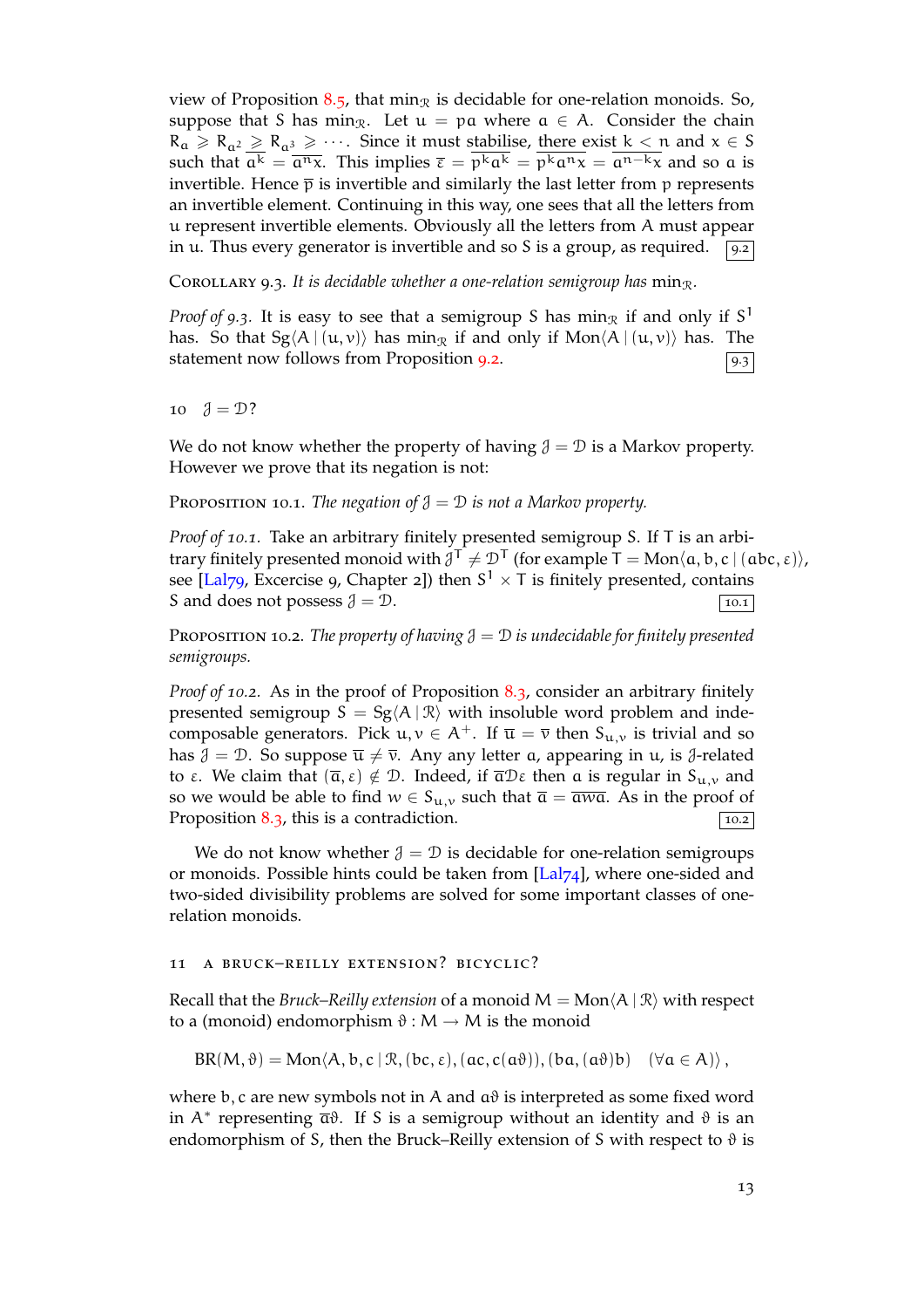view of Proposition 8.5, that $\min_{\mathcal{R}}$ is decidable for one-relation monoids. So, suppose that S has $\min_{\mathcal{R}}$. Let $u = pa$ where $a \in A$. Consider the chain $R_a \geqslant R_{a^2} \geqslant R_{a^3} \geqslant \cdots$. Since it must stabilise, there exist $k < n$ and $x \in S$ such that $\overline{a^k} = \overline{a^n x}$. This implies $\overline{\varepsilon} = \overline{p^k a^k} = \overline{p^k a^n x} = \overline{a^{n-k} x}$ and so $a$ is invertible. Hence $\overline{p}$ is invertible and similarly the last letter from $p$ represents an invertible element. Continuing in this way, one sees that all the letters from $u$ represent invertible elements. Obviously all the letters from A must appear in $u$. Thus every generator is invertible and so S is a group, as required. 9.2

Corollary 9.3. *It is decidable whether a one-relation semigroup has* $\min_{\mathcal{R}}$.

*Proof of 9.3.* It is easy to see that a semigroup S has $\min_{\mathcal{R}}$ if and only if $S^1$ has. So that $\mathrm{Sg}\langle A \mid (u, v)\rangle$ has $\min_{\mathcal{R}}$ if and only if $\mathrm{Mon}\langle A \mid (u, v)\rangle$ has. The statement now follows from Proposition 9.2. 9.3

## 10 $\mathcal{J} = \mathcal{D}$?

We do not know whether the property of having $\mathcal{J} = \mathcal{D}$ is a Markov property. However we prove that its negation is not:

Proposition 10.1. *The negation of $\mathcal{J} = \mathcal{D}$ is not a Markov property.*

*Proof of 10.1.* Take an arbitrary finitely presented semigroup S. If T is an arbitrary finitely presented monoid with $\mathcal{J}^T \neq \mathcal{D}^T$ (for example $T = \mathrm{Mon}\langle a, b, c \mid (abc, \varepsilon)\rangle$, see [Lal79, Excercise 9, Chapter 2]) then $S^1 \times T$ is finitely presented, contains S and does not possess $\mathcal{J} = \mathcal{D}$. 10.1

Proposition 10.2. *The property of having $\mathcal{J} = \mathcal{D}$ is undecidable for finitely presented semigroups.*

*Proof of 10.2.* As in the proof of Proposition 8.3, consider an arbitrary finitely presented semigroup $S = \mathrm{Sg}\langle A \mid \mathcal{R}\rangle$ with insoluble word problem and indecomposable generators. Pick $u, v \in A^+$. If $\overline{u} = \overline{v}$ then $S_{u,v}$ is trivial and so has $\mathcal{J} = \mathcal{D}$. So suppose $\overline{u} \neq \overline{v}$. Any any letter $a$, appearing in $u$, is $\mathcal{J}$-related to $\varepsilon$. We claim that $(\overline{a}, \varepsilon) \notin \mathcal{D}$. Indeed, if $\overline{a} \mathcal{D} \varepsilon$ then $a$ is regular in $S_{u,v}$ and so we would be able to find $w \in S_{u,v}$ such that $\overline{a} = \overline{awa}$. As in the proof of Proposition 8.3, this is a contradiction. 10.2

We do not know whether $\mathcal{J} = \mathcal{D}$ is decidable for one-relation semigroups or monoids. Possible hints could be taken from [Lal74], where one-sided and two-sided divisibility problems are solved for some important classes of one-relation monoids.

## 11 A Bruck–Reilly extension? Bicyclic?

Recall that the *Bruck–Reilly extension* of a monoid $M = \mathrm{Mon}\langle A \mid \mathcal{R}\rangle$ with respect to a (monoid) endomorphism $\vartheta : M \to M$ is the monoid

$$\mathrm{BR}(M, \vartheta) = \mathrm{Mon}\langle A, b, c \mid \mathcal{R}, (bc, \varepsilon), (ac, c(a\vartheta)), (ba, (a\vartheta)b) \quad (\forall a \in A)\rangle,$$

where $b, c$ are new symbols not in A and $a\vartheta$ is interpreted as some fixed word in $A^*$ representing $\overline{a}\vartheta$. If S is a semigroup without an identity and $\vartheta$ is an endomorphism of S, then the Bruck–Reilly extension of S with respect to $\vartheta$ is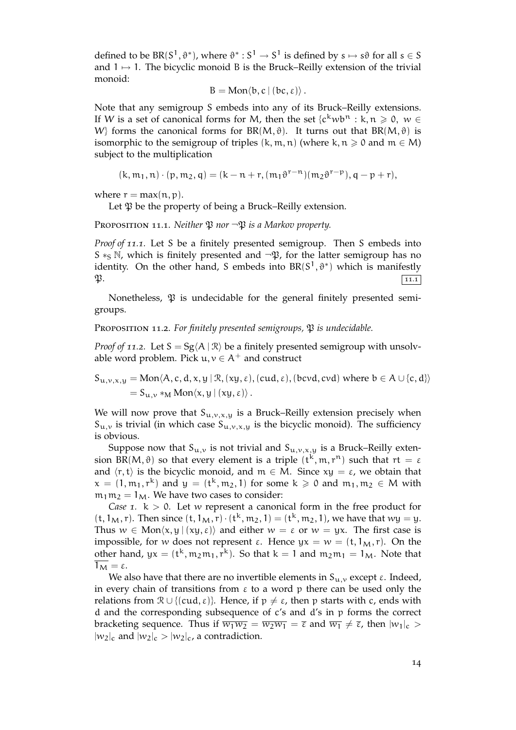defined to be $\mathrm{BR}(S^1, \vartheta^*)$, where $\vartheta^* : S^1 \to S^1$ is defined by $s \mapsto s\vartheta$ for all $s \in S$ and $1 \mapsto 1$. The bicyclic monoid $B$ is the Bruck–Reilly extension of the trivial monoid:

$$B = \mathrm{Mon}\langle b, c \mid (bc, \varepsilon)\rangle .$$

Note that any semigroup $S$ embeds into any of its Bruck–Reilly extensions. If $W$ is a set of canonical forms for $M$, then the set $\{c^k w b^n : k, n \geqslant 0,\ w \in W\}$ forms the canonical forms for $\mathrm{BR}(M, \vartheta)$. It turns out that $\mathrm{BR}(M, \vartheta)$ is isomorphic to the semigroup of triples $(k, m, n)$ (where $k, n \geqslant 0$ and $m \in M$) subject to the multiplication

$$(k, m_1, n) \cdot (p, m_2, q) = (k - n + r, (m_1\vartheta^{r-n})(m_2\vartheta^{r-p}), q - p + r),$$

where $r = \max(n, p)$.

Let $\mathfrak{P}$ be the property of being a Bruck–Reilly extension.

Proposition 11.1. *Neither $\mathfrak{P}$ nor $\neg\mathfrak{P}$ is a Markov property.*

*Proof of 11.1.* Let $S$ be a finitely presented semigroup. Then $S$ embeds into $S *_S \mathbb{N}$, which is finitely presented and $\neg\mathfrak{P}$, for the latter semigroup has no identity. On the other hand, $S$ embeds into $\mathrm{BR}(S^1, \vartheta^*)$ which is manifestly $\mathfrak{P}$. 11.1

Nonetheless, $\mathfrak{P}$ is undecidable for the general finitely presented semigroups.

Proposition 11.2. *For finitely presented semigroups, $\mathfrak{P}$ is undecidable.*

*Proof of 11.2.* Let $S = \mathrm{Sg}\langle A \mid \mathcal{R}\rangle$ be a finitely presented semigroup with unsolvable word problem. Pick $u, v \in A^+$ and construct

$$\begin{aligned} S_{u,v,x,y} &= \mathrm{Mon}\langle A, c, d, x, y \mid \mathcal{R}, (xy, \varepsilon), (cud, \varepsilon), (bcvd, cvd) \text{ where } b \in A \cup \{c, d\}\rangle \\ &= S_{u,v} *_M \mathrm{Mon}\langle x, y \mid (xy, \varepsilon)\rangle . \end{aligned}$$

We will now prove that $S_{u,v,x,y}$ is a Bruck–Reilly extension precisely when $S_{u,v}$ is trivial (in which case $S_{u,v,x,y}$ is the bicyclic monoid). The sufficiency is obvious.

Suppose now that $S_{u,v}$ is not trivial and $S_{u,v,x,y}$ is a Bruck–Reilly extension $\mathrm{BR}(M, \vartheta)$ so that every element is a triple $(t^k, m, r^n)$ such that $rt = \varepsilon$ and $\langle r, t\rangle$ is the bicyclic monoid, and $m \in M$. Since $xy = \varepsilon$, we obtain that $x = (1, m_1, r^k)$ and $y = (t^k, m_2, 1)$ for some $k \geqslant 0$ and $m_1, m_2 \in M$ with $m_1 m_2 = 1_M$. We have two cases to consider:

*Case 1.* $k > 0$. Let $w$ represent a canonical form in the free product for $(t, 1_M, r)$. Then since $(t, 1_M, r) \cdot (t^k, m_2, 1) = (t^k, m_2, 1)$, we have that $wy = y$. Thus $w \in \mathrm{Mon}\langle x, y \mid (xy, \varepsilon)\rangle$ and either $w = \varepsilon$ or $w = yx$. The first case is impossible, for $w$ does not represent $\varepsilon$. Hence $yx = w = (t, 1_M, r)$. On the other hand, $yx = (t^k, m_2 m_1, r^k)$. So that $k = 1$ and $m_2 m_1 = 1_M$. Note that $\overline{1_M} = \varepsilon$.

We also have that there are no invertible elements in $S_{u,v}$ except $\varepsilon$. Indeed, in every chain of transitions from $\varepsilon$ to a word $p$ there can be used only the relations from $\mathcal{R} \cup \{(cud, \varepsilon)\}$. Hence, if $p \neq \varepsilon$, then $p$ starts with $c$, ends with $d$ and the corresponding subsequence of $c$'s and $d$'s in $p$ forms the correct bracketing sequence. Thus if $\overline{w_1 w_2} = \overline{w_2 w_1} = \overline{\varepsilon}$ and $\overline{w_1} \neq \overline{\varepsilon}$, then $|w_1|_c > |w_2|_c$ and $|w_2|_c > |w_2|_c$, a contradiction.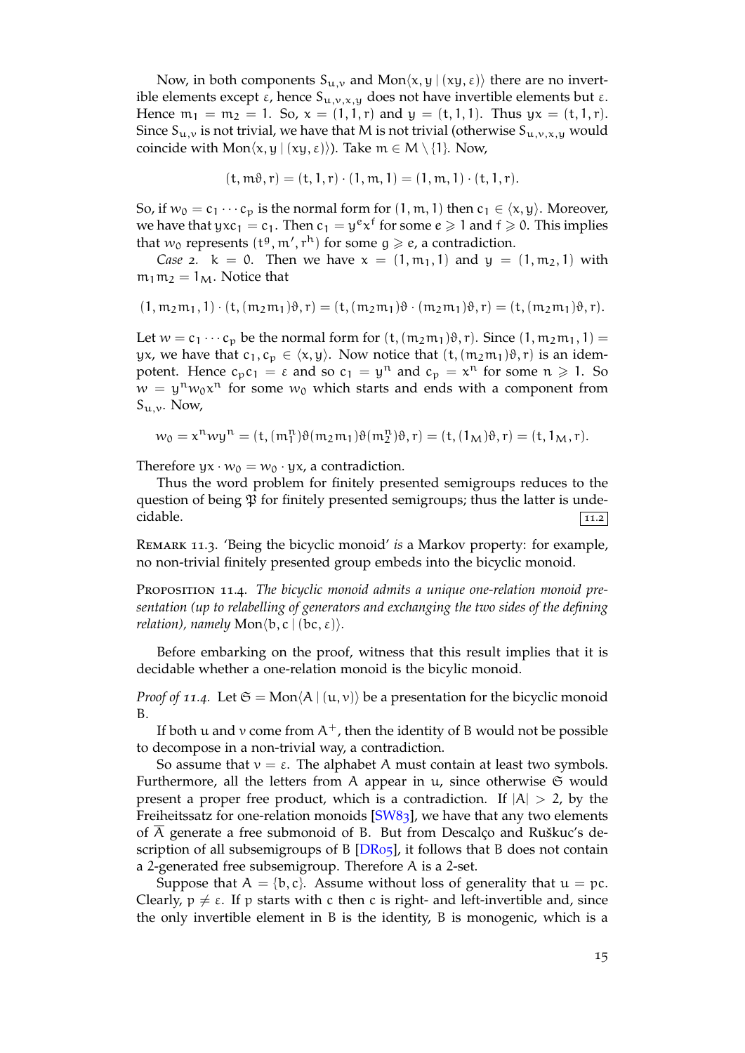Now, in both components $S_{u,v}$ and $\mathrm{Mon}\langle x, y \mid (xy, \varepsilon)\rangle$ there are no invertible elements except $\varepsilon$, hence $S_{u,v,x,y}$ does not have invertible elements but $\varepsilon$. Hence $m_1 = m_2 = 1$. So, $x = (1, 1, r)$ and $y = (t, 1, 1)$. Thus $yx = (t, 1, r)$. Since $S_{u,v}$ is not trivial, we have that $M$ is not trivial (otherwise $S_{u,v,x,y}$ would coincide with $\mathrm{Mon}\langle x, y \mid (xy, \varepsilon)\rangle$). Take $m \in M \setminus \{1\}$. Now,

$$(t, m\vartheta, r) = (t, 1, r) \cdot (1, m, 1) = (1, m, 1) \cdot (t, 1, r).$$

So, if $w_0 = c_1 \cdots c_p$ is the normal form for $(1, m, 1)$ then $c_1 \in \langle x, y\rangle$. Moreover, we have that $yxc_1 = c_1$. Then $c_1 = y^e x^f$ for some $e \geqslant 1$ and $f \geqslant 0$. This implies that $w_0$ represents $(t^g, m', r^h)$ for some $g \geqslant e$, a contradiction.

*Case 2.* $k = 0$. Then we have $x = (1, m_1, 1)$ and $y = (1, m_2, 1)$ with $m_1 m_2 = 1_M$. Notice that

$$(1, m_2m_1, 1) \cdot (t, (m_2m_1)\vartheta, r) = (t, (m_2m_1)\vartheta \cdot (m_2m_1)\vartheta, r) = (t, (m_2m_1)\vartheta, r).$$

Let $w = c_1 \cdots c_p$ be the normal form for $(t, (m_2m_1)\vartheta, r)$. Since $(1, m_2m_1, 1) = yx$, we have that $c_1, c_p \in \langle x, y\rangle$. Now notice that $(t, (m_2m_1)\vartheta, r)$ is an idempotent. Hence $c_pc_1 = \varepsilon$ and so $c_1 = y^n$ and $c_p = x^n$ for some $n \geqslant 1$. So $w = y^n w_0 x^n$ for some $w_0$ which starts and ends with a component from $S_{u,v}$. Now,

$$w_0 = x^n w y^n = (t, (m_1^n)\vartheta(m_2m_1)\vartheta(m_2^n)\vartheta, r) = (t, (1_M)\vartheta, r) = (t, 1_M, r).$$

Therefore $yx \cdot w_0 = w_0 \cdot yx$, a contradiction.

Thus the word problem for finitely presented semigroups reduces to the question of being $\mathfrak{P}$ for finitely presented semigroups; thus the latter is undecidable. 11.2

Remark 11.3. 'Being the bicyclic monoid' *is* a Markov property: for example, no non-trivial finitely presented group embeds into the bicyclic monoid.

Proposition 11.4. *The bicyclic monoid admits a unique one-relation monoid presentation (up to relabelling of generators and exchanging the two sides of the defining relation), namely* $\mathrm{Mon}\langle b, c \mid (bc, \varepsilon)\rangle$.

Before embarking on the proof, witness that this result implies that it is decidable whether a one-relation monoid is the bicylic monoid.

*Proof of 11.4.* Let $\mathfrak{S} = \mathrm{Mon}\langle A \mid (u, v)\rangle$ be a presentation for the bicyclic monoid $B$.

If both $u$ and $v$ come from $A^+$, then the identity of $B$ would not be possible to decompose in a non-trivial way, a contradiction.

So assume that $v = \varepsilon$. The alphabet $A$ must contain at least two symbols. Furthermore, all the letters from $A$ appear in $u$, since otherwise $\mathfrak{S}$ would present a proper free product, which is a contradiction. If $|A| > 2$, by the Freiheitssatz for one-relation monoids [SW83], we have that any two elements of $\overline{A}$ generate a free submonoid of $B$. But from Descalço and Ruškuc's description of all subsemigroups of $B$ [DR05], it follows that $B$ does not contain a 2-generated free subsemigroup. Therefore $A$ is a 2-set.

Suppose that $A = \{b, c\}$. Assume without loss of generality that $u = pc$. Clearly, $p \neq \varepsilon$. If $p$ starts with $c$ then $c$ is right- and left-invertible and, since the only invertible element in $B$ is the identity, $B$ is monogenic, which is a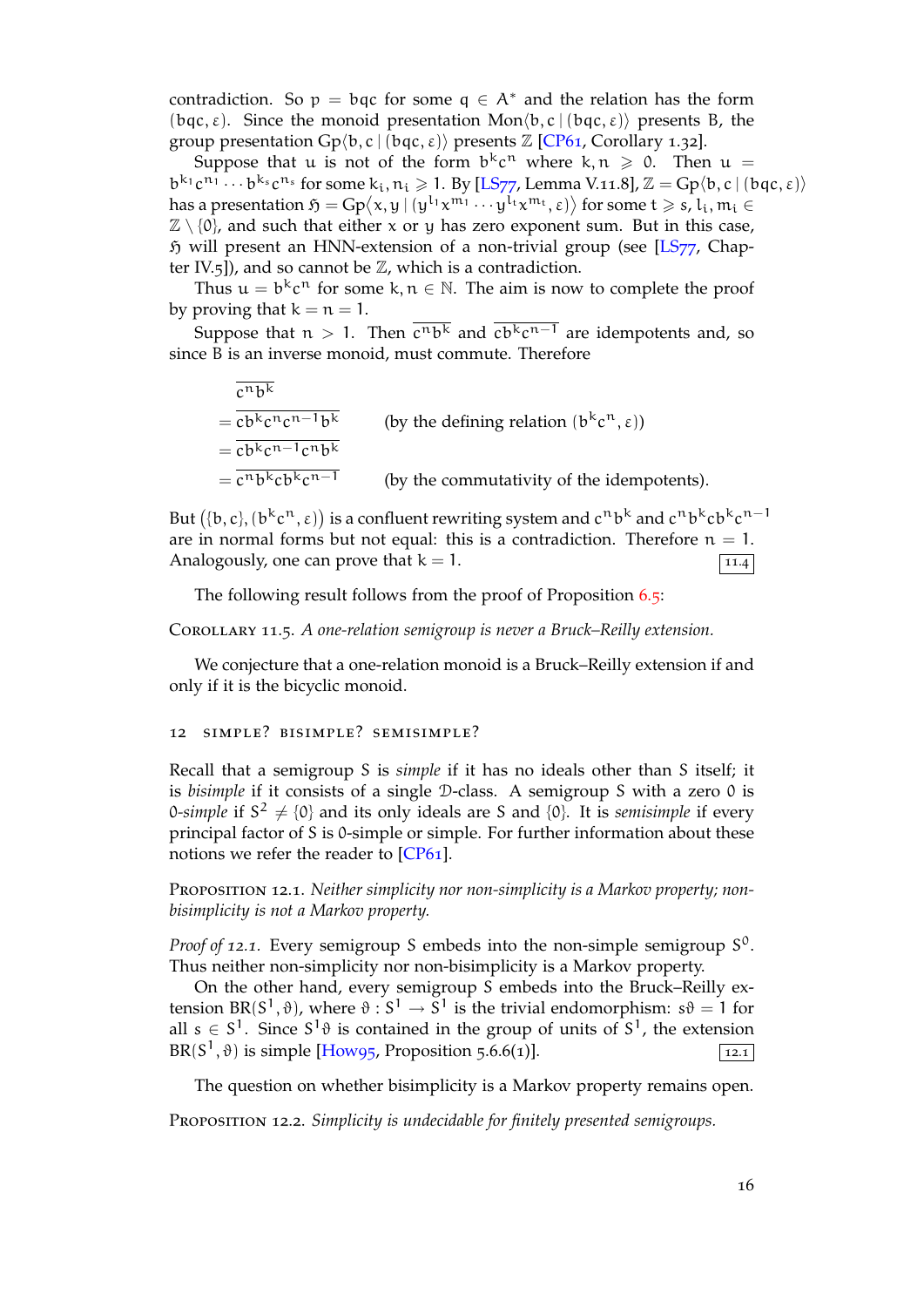contradiction. So $p = bqc$ for some $q \in A^*$ and the relation has the form $(bqc, \varepsilon)$. Since the monoid presentation $\mathrm{Mon}\langle b, c \mid (bqc, \varepsilon)\rangle$ presents $B$, the group presentation $\mathrm{Gp}\langle b, c \mid (bqc, \varepsilon)\rangle$ presents $\mathbb{Z}$ [CP61, Corollary 1.32].

Suppose that $u$ is not of the form $b^k c^n$ where $k, n \geqslant 0$. Then $u = b^{k_1}c^{n_1} \cdots b^{k_s}c^{n_s}$ for some $k_i, n_i \geqslant 1$. By [LS77, Lemma V.11.8], $\mathbb{Z} = \mathrm{Gp}\langle b, c \mid (bqc, \varepsilon)\rangle$ has a presentation $\mathfrak{H} = \mathrm{Gp}\langle x, y \mid (y^{l_1}x^{m_1} \cdots y^{l_t}x^{m_t}, \varepsilon)\rangle$ for some $t \geqslant s$, $l_i, m_i \in \mathbb{Z} \setminus \{0\}$, and such that either $x$ or $y$ has zero exponent sum. But in this case, $\mathfrak{H}$ will present an HNN-extension of a non-trivial group (see [LS77, Chapter IV.5]), and so cannot be $\mathbb{Z}$, which is a contradiction.

Thus $u = b^k c^n$ for some $k, n \in \mathbb{N}$. The aim is now to complete the proof by proving that $k = n = 1$.

Suppose that $n > 1$. Then $\overline{c^n b^k}$ and $\overline{cb^kc^{n-1}}$ are idempotents and, so since $B$ is an inverse monoid, must commute. Therefore

$$
\begin{aligned}
&\overline{c^n b^k} \\
&= \overline{cb^kc^nc^{n-1}b^k} && \text{(by the defining relation } (b^kc^n, \varepsilon)) \\
&= \overline{cb^kc^{n-1}c^nb^k} \\
&= \overline{c^nb^kcb^kc^{n-1}} && \text{(by the commutativity of the idempotents).}
\end{aligned}
$$

But $\big(\{b, c\}, (b^kc^n, \varepsilon)\big)$ is a confluent rewriting system and $c^nb^k$ and $c^nb^kcb^kc^{n-1}$ are in normal forms but not equal: this is a contradiction. Therefore $n = 1$. Analogously, one can prove that $k = 1$. 11.4

The following result follows from the proof of Proposition 6.5:

Corollary 11.5. *A one-relation semigroup is never a Bruck–Reilly extension.*

We conjecture that a one-relation monoid is a Bruck–Reilly extension if and only if it is the bicyclic monoid.

## 12 Simple? Bisimple? Semisimple?

Recall that a semigroup $S$ is *simple* if it has no ideals other than $S$ itself; it is *bisimple* if it consists of a single $\mathcal{D}$-class. A semigroup $S$ with a zero $0$ is *0-simple* if $S^2 \neq \{0\}$ and its only ideals are $S$ and $\{0\}$. It is *semisimple* if every principal factor of $S$ is 0-simple or simple. For further information about these notions we refer the reader to [CP61].

Proposition 12.1. *Neither simplicity nor non-simplicity is a Markov property; non-bisimplicity is not a Markov property.*

*Proof of 12.1.* Every semigroup $S$ embeds into the non-simple semigroup $S^0$. Thus neither non-simplicity nor non-bisimplicity is a Markov property.

On the other hand, every semigroup $S$ embeds into the Bruck–Reilly extension $\mathrm{BR}(S^1, \vartheta)$, where $\vartheta : S^1 \to S^1$ is the trivial endomorphism: $s\vartheta = 1$ for all $s \in S^1$. Since $S^1\vartheta$ is contained in the group of units of $S^1$, the extension $\mathrm{BR}(S^1, \vartheta)$ is simple [How95, Proposition 5.6.6(1)]. 12.1

The question on whether bisimplicity is a Markov property remains open.

Proposition 12.2. *Simplicity is undecidable for finitely presented semigroups.*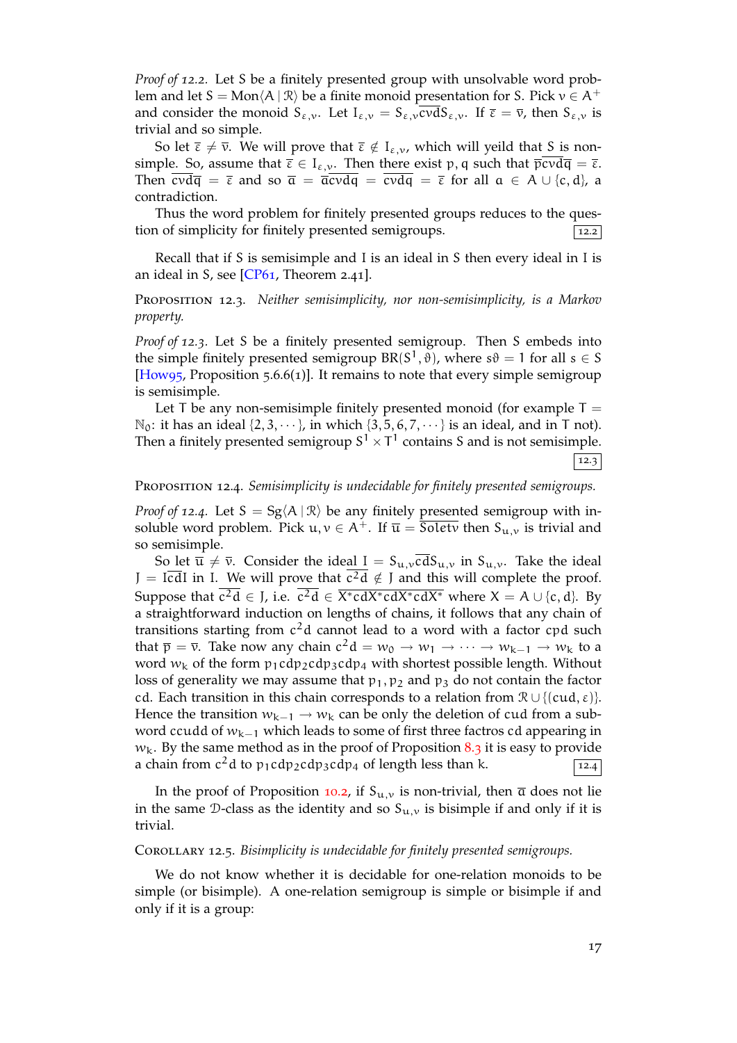*Proof of 12.2.* Let $S$ be a finitely presented group with unsolvable word problem and let $S = \mathrm{Mon}\langle A \mid \mathcal{R}\rangle$ be a finite monoid presentation for $S$. Pick $v \in A^+$ and consider the monoid $S_{\varepsilon,v}$. Let $I_{\varepsilon,v} = S_{\varepsilon,v}\overline{cvd}S_{\varepsilon,v}$. If $\overline{\varepsilon} = \overline{v}$, then $S_{\varepsilon,v}$ is trivial and so simple.

So let $\overline{\varepsilon} \neq \overline{v}$. We will prove that $\overline{\varepsilon} \notin I_{\varepsilon,v}$, which will yeild that $S$ is non-simple. So, assume that $\overline{\varepsilon} \in I_{\varepsilon,v}$. Then there exist $p, q$ such that $\overline{pcvdq} = \overline{\varepsilon}$. Then $\overline{cvdq} = \overline{\varepsilon}$ and so $\overline{a} = \overline{acvdq} = \overline{cvdq} = \overline{\varepsilon}$ for all $a \in A \cup \{c, d\}$, a contradiction.

Thus the word problem for finitely presented groups reduces to the question of simplicity for finitely presented semigroups. 12.2

Recall that if $S$ is semisimple and $I$ is an ideal in $S$ then every ideal in $I$ is an ideal in $S$, see [CP61, Theorem 2.41].

Proposition 12.3. *Neither semisimplicity, nor non-semisimplicity, is a Markov property.*

*Proof of 12.3.* Let $S$ be a finitely presented semigroup. Then $S$ embeds into the simple finitely presented semigroup $BR(S^1, \vartheta)$, where $s\vartheta = 1$ for all $s \in S$ [How95, Proposition 5.6.6(1)]. It remains to note that every simple semigroup is semisimple.

Let $T$ be any non-semisimple finitely presented monoid (for example $T = \mathbb{N}_0$: it has an ideal $\{2, 3, \cdots\}$, in which $\{3, 5, 6, 7, \cdots\}$ is an ideal, and in $T$ not). Then a finitely presented semigroup $S^1 \times T^1$ contains $S$ and is not semisimple. 12.3

Proposition 12.4. *Semisimplicity is undecidable for finitely presented semigroups.*

*Proof of 12.4.* Let $S = \mathrm{Sg}\langle A \mid \mathcal{R}\rangle$ be any finitely presented semigroup with insoluble word problem. Pick $u, v \in A^+$. If $\overline{u} = \overline{\text{Soletv}}$ then $S_{u,v}$ is trivial and so semisimple.

So let $\overline{u} \neq \overline{v}$. Consider the ideal $I = S_{u,v}\overline{cd}S_{u,v}$ in $S_{u,v}$. Take the ideal $J = I\overline{cd}I$ in $I$. We will prove that $\overline{c^2d} \notin J$ and this will complete the proof. Suppose that $\overline{c^2d} \in J$, i.e. $\overline{c^2d} \in \overline{X^*cdX^*cdX^*cdX^*}$ where $X = A \cup \{c, d\}$. By a straightforward induction on lengths of chains, it follows that any chain of transitions starting from $c^2d$ cannot lead to a word with a factor $cpd$ such that $\overline{p} = \overline{v}$. Take now any chain $c^2d = w_0 \to w_1 \to \cdots \to w_{k-1} \to w_k$ to a word $w_k$ of the form $p_1cdp_2cdp_3cdp_4$ with shortest possible length. Without loss of generality we may assume that $p_1, p_2$ and $p_3$ do not contain the factor $cd$. Each transition in this chain corresponds to a relation from $\mathcal{R} \cup \{(cud, \varepsilon)\}$. Hence the transition $w_{k-1} \to w_k$ can be only the deletion of $cud$ from a subword $ccudd$ of $w_{k-1}$ which leads to some of first three factros $cd$ appearing in $w_k$. By the same method as in the proof of Proposition 8.3 it is easy to provide a chain from $c^2d$ to $p_1cdp_2cdp_3cdp_4$ of length less than $k$. 12.4

In the proof of Proposition 10.2, if $S_{u,v}$ is non-trivial, then $\overline{a}$ does not lie in the same $\mathcal{D}$-class as the identity and so $S_{u,v}$ is bisimple if and only if it is trivial.

Corollary 12.5. *Bisimplicity is undecidable for finitely presented semigroups.*

We do not know whether it is decidable for one-relation monoids to be simple (or bisimple). A one-relation semigroup is simple or bisimple if and only if it is a group: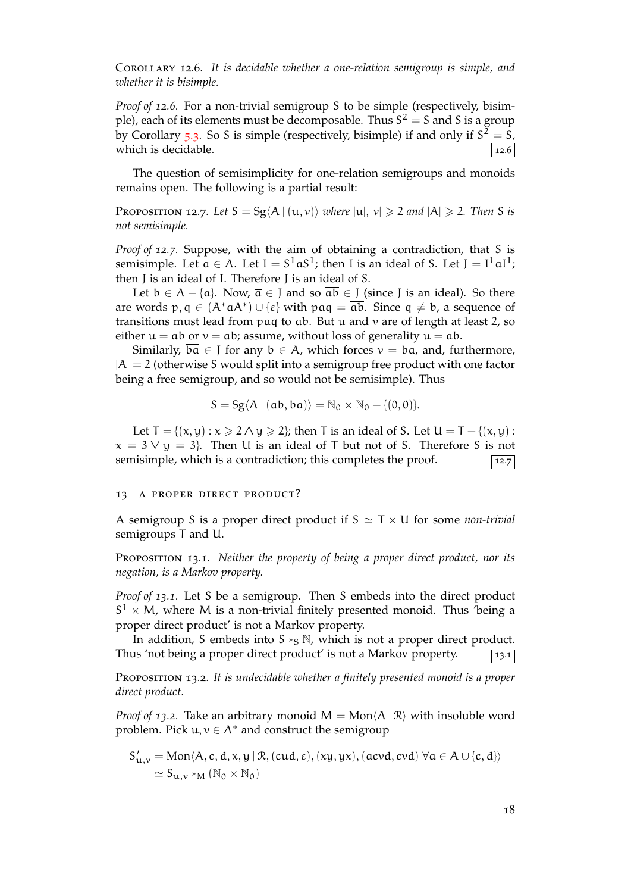Corollary 12.6. *It is decidable whether a one-relation semigroup is simple, and whether it is bisimple.*

*Proof of 12.6.* For a non-trivial semigroup $S$ to be simple (respectively, bisimple), each of its elements must be decomposable. Thus $S^2 = S$ and $S$ is a group by Corollary 5.3. So $S$ is simple (respectively, bisimple) if and only if $S^2 = S$, which is decidable. 12.6

The question of semisimplicity for one-relation semigroups and monoids remains open. The following is a partial result:

Proposition 12.7. *Let $S = \mathrm{Sg}\langle A \mid (u, v)\rangle$ where $|u|, |v| \geqslant 2$ and $|A| \geqslant 2$. Then $S$ is not semisimple.*

*Proof of 12.7.* Suppose, with the aim of obtaining a contradiction, that $S$ is semisimple. Let $a \in A$. Let $I = S^1\overline{a}S^1$; then $I$ is an ideal of $S$. Let $J = I^1\overline{a}I^1$; then $J$ is an ideal of $I$. Therefore $J$ is an ideal of $S$.

Let $b \in A - \{a\}$. Now, $\overline{a} \in J$ and so $\overline{ab} \in J$ (since $J$ is an ideal). So there are words $p, q \in (A^*aA^*) \cup \{\varepsilon\}$ with $\overline{paq} = \overline{ab}$. Since $q \neq b$, a sequence of transitions must lead from $paq$ to $ab$. But $u$ and $v$ are of length at least 2, so either $u = ab$ or $v = ab$; assume, without loss of generality $u = ab$.

Similarly, $\overline{ba} \in J$ for any $b \in A$, which forces $v = ba$, and, furthermore, $|A| = 2$ (otherwise $S$ would split into a semigroup free product with one factor being a free semigroup, and so would not be semisimple). Thus

$$S = \mathrm{Sg}\langle A \mid (ab, ba)\rangle = \mathbb{N}_0 \times \mathbb{N}_0 - \{(0, 0)\}.$$

Let $T = \{(x, y) : x \geqslant 2 \wedge y \geqslant 2\}$; then $T$ is an ideal of $S$. Let $U = T - \{(x, y) : x = 3 \vee y = 3\}$. Then $U$ is an ideal of $T$ but not of $S$. Therefore $S$ is not semisimple, which is a contradiction; this completes the proof. 12.7

## 13 A proper direct product?

A semigroup $S$ is a proper direct product if $S \simeq T \times U$ for some *non-trivial* semigroups $T$ and $U$.

Proposition 13.1. *Neither the property of being a proper direct product, nor its negation, is a Markov property.*

*Proof of 13.1.* Let $S$ be a semigroup. Then $S$ embeds into the direct product $S^1 \times M$, where $M$ is a non-trivial finitely presented monoid. Thus 'being a proper direct product' is not a Markov property.

In addition, $S$ embeds into $S *_S \mathbb{N}$, which is not a proper direct product. Thus 'not being a proper direct product' is not a Markov property. 13.1

Proposition 13.2. *It is undecidable whether a finitely presented monoid is a proper direct product.*

*Proof of 13.2.* Take an arbitrary monoid $M = \mathrm{Mon}\langle A \mid \mathcal{R}\rangle$ with insoluble word problem. Pick $u, v \in A^*$ and construct the semigroup

$$\begin{aligned} S'_{u,v} &= \mathrm{Mon}\langle A, c, d, x, y \mid \mathcal{R}, (cud, \varepsilon), (xy, yx), (acvd, cvd)\ \forall a \in A \cup \{c, d\}\rangle \\ &\simeq S_{u,v} *_M (\mathbb{N}_0 \times \mathbb{N}_0) \end{aligned}$$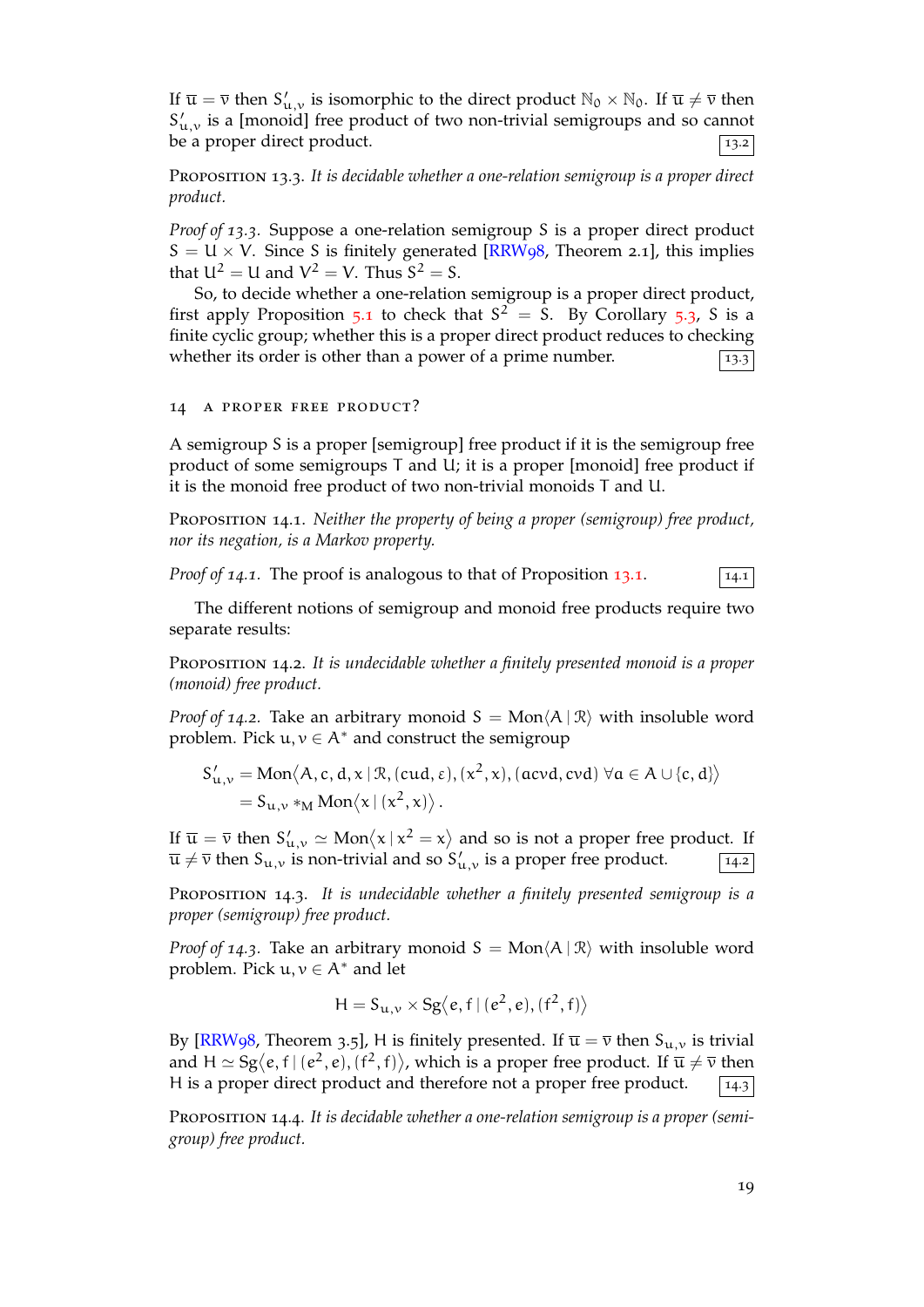If $\overline{u} = \overline{v}$ then $S'_{u,v}$ is isomorphic to the direct product $\mathbb{N}_0 \times \mathbb{N}_0$. If $\overline{u} \neq \overline{v}$ then $S'_{u,v}$ is a [monoid] free product of two non-trivial semigroups and so cannot be a proper direct product. 13.2

Proposition 13.3. *It is decidable whether a one-relation semigroup is a proper direct product.*

*Proof of 13.3.* Suppose a one-relation semigroup $S$ is a proper direct product $S = U \times V$. Since $S$ is finitely generated [RRW98, Theorem 2.1], this implies that $U^2 = U$ and $V^2 = V$. Thus $S^2 = S$.

So, to decide whether a one-relation semigroup is a proper direct product, first apply Proposition 5.1 to check that $S^2 = S$. By Corollary 5.3, $S$ is a finite cyclic group; whether this is a proper direct product reduces to checking whether its order is other than a power of a prime number. 13.3

## 14 A proper free product?

A semigroup $S$ is a proper [semigroup] free product if it is the semigroup free product of some semigroups $T$ and $U$; it is a proper [monoid] free product if it is the monoid free product of two non-trivial monoids $T$ and $U$.

Proposition 14.1. *Neither the property of being a proper (semigroup) free product, nor its negation, is a Markov property.*

*Proof of 14.1.* The proof is analogous to that of Proposition 13.1. 14.1

The different notions of semigroup and monoid free products require two separate results:

Proposition 14.2. *It is undecidable whether a finitely presented monoid is a proper (monoid) free product.*

*Proof of 14.2.* Take an arbitrary monoid $S = \mathrm{Mon}\langle A \mid \mathcal{R}\rangle$ with insoluble word problem. Pick $u, v \in A^*$ and construct the semigroup

$$\begin{aligned} S'_{u,v} &= \mathrm{Mon}\big\langle A, c, d, x \mid \mathcal{R}, (cud, \varepsilon), (x^2, x), (acvd, cvd)\ \forall a \in A \cup \{c, d\}\big\rangle \\ &= S_{u,v} *_M \mathrm{Mon}\big\langle x \mid (x^2, x)\big\rangle. \end{aligned}$$

If $\overline{u} = \overline{v}$ then $S'_{u,v} \simeq \mathrm{Mon}\langle x \mid x^2 = x\rangle$ and so is not a proper free product. If $\overline{u} \neq \overline{v}$ then $S_{u,v}$ is non-trivial and so $S'_{u,v}$ is a proper free product. 14.2

Proposition 14.3. *It is undecidable whether a finitely presented semigroup is a proper (semigroup) free product.*

*Proof of 14.3.* Take an arbitrary monoid $S = \mathrm{Mon}\langle A \mid \mathcal{R}\rangle$ with insoluble word problem. Pick $u, v \in A^*$ and let

$$H = S_{u,v} \times \mathrm{Sg}\big\langle e, f \mid (e^2, e), (f^2, f)\big\rangle$$

By [RRW98, Theorem 3.5], $H$ is finitely presented. If $\overline{u} = \overline{v}$ then $S_{u,v}$ is trivial and $H \simeq \mathrm{Sg}\langle e, f \mid (e^2, e), (f^2, f)\rangle$, which is a proper free product. If $\overline{u} \neq \overline{v}$ then $H$ is a proper direct product and therefore not a proper free product. 14.3

Proposition 14.4. *It is decidable whether a one-relation semigroup is a proper (semigroup) free product.*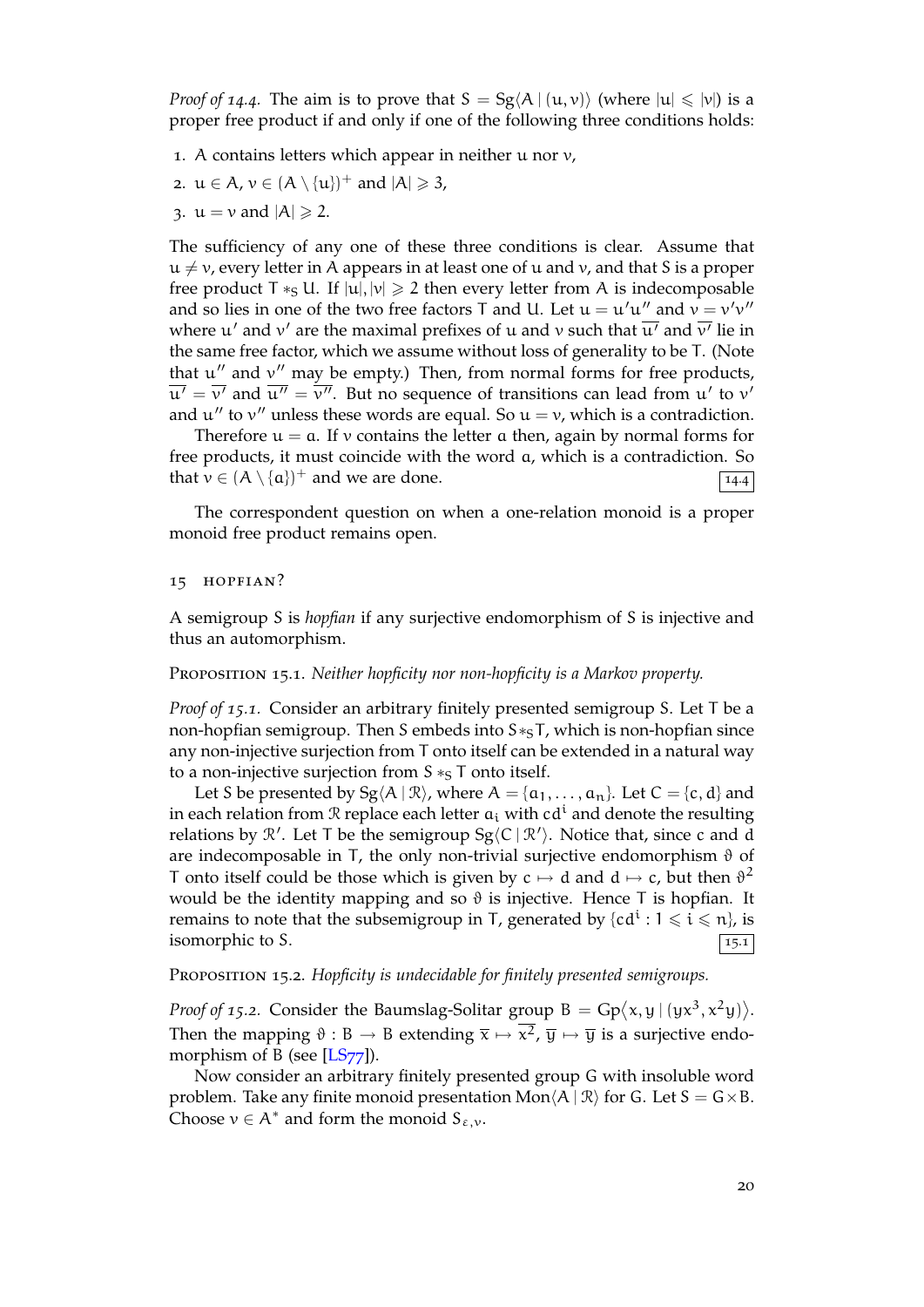*Proof of 14.4.* The aim is to prove that $S = \mathrm{Sg}\langle A \mid (u, v)\rangle$ (where $|u| \leqslant |v|$) is a proper free product if and only if one of the following three conditions holds:

1. $A$ contains letters which appear in neither $u$ nor $v$,
2. $u \in A$, $v \in (A \setminus \{u\})^+$ and $|A| \geqslant 3$,
3. $u = v$ and $|A| \geqslant 2$.

The sufficiency of any one of these three conditions is clear. Assume that $u \neq v$, every letter in $A$ appears in at least one of $u$ and $v$, and that $S$ is a proper free product $T *_S U$. If $|u|, |v| \geqslant 2$ then every letter from $A$ is indecomposable and so lies in one of the two free factors $T$ and $U$. Let $u = u'u''$ and $v = v'v''$ where $u'$ and $v'$ are the maximal prefixes of $u$ and $v$ such that $\overline{u'}$ and $\overline{v'}$ lie in the same free factor, which we assume without loss of generality to be $T$. (Note that $u''$ and $v''$ may be empty.) Then, from normal forms for free products, $\overline{u'} = \overline{v'}$ and $\overline{u''} = \overline{v''}$. But no sequence of transitions can lead from $u'$ to $v'$ and $u''$ to $v''$ unless these words are equal. So $u = v$, which is a contradiction.

Therefore $u = a$. If $v$ contains the letter $a$ then, again by normal forms for free products, it must coincide with the word $a$, which is a contradiction. So that $v \in (A \setminus \{a\})^+$ and we are done. 14.4

The correspondent question on when a one-relation monoid is a proper monoid free product remains open.

## 15 HOPFIAN?

A semigroup $S$ is *hopfian* if any surjective endomorphism of $S$ is injective and thus an automorphism.

PROPOSITION 15.1. *Neither hopficity nor non-hopficity is a Markov property.*

*Proof of 15.1.* Consider an arbitrary finitely presented semigroup $S$. Let $T$ be a non-hopfian semigroup. Then $S$ embeds into $S *_S T$, which is non-hopfian since any non-injective surjection from $T$ onto itself can be extended in a natural way to a non-injective surjection from $S *_S T$ onto itself.

Let $S$ be presented by $\mathrm{Sg}\langle A \mid \mathcal{R}\rangle$, where $A = \{a_1, \ldots, a_n\}$. Let $C = \{c, d\}$ and in each relation from $\mathcal{R}$ replace each letter $a_i$ with $cd^i$ and denote the resulting relations by $\mathcal{R}'$. Let $T$ be the semigroup $\mathrm{Sg}\langle C \mid \mathcal{R}'\rangle$. Notice that, since $c$ and $d$ are indecomposable in $T$, the only non-trivial surjective endomorphism $\vartheta$ of $T$ onto itself could be those which is given by $c \mapsto d$ and $d \mapsto c$, but then $\vartheta^2$ would be the identity mapping and so $\vartheta$ is injective. Hence $T$ is hopfian. It remains to note that the subsemigroup in $T$, generated by $\{cd^i : 1 \leqslant i \leqslant n\}$, is isomorphic to $S$. 15.1

PROPOSITION 15.2. *Hopficity is undecidable for finitely presented semigroups.*

*Proof of 15.2.* Consider the Baumslag-Solitar group $B = \mathrm{Gp}\langle x, y \mid (yx^3, x^2y)\rangle$. Then the mapping $\vartheta : B \to B$ extending $\overline{x} \mapsto \overline{x^2}$, $\overline{y} \mapsto \overline{y}$ is a surjective endomorphism of $B$ (see [LS77]).

Now consider an arbitrary finitely presented group $G$ with insoluble word problem. Take any finite monoid presentation $\mathrm{Mon}\langle A \mid \mathcal{R}\rangle$ for $G$. Let $S = G \times B$. Choose $v \in A^*$ and form the monoid $S_{\varepsilon,v}$.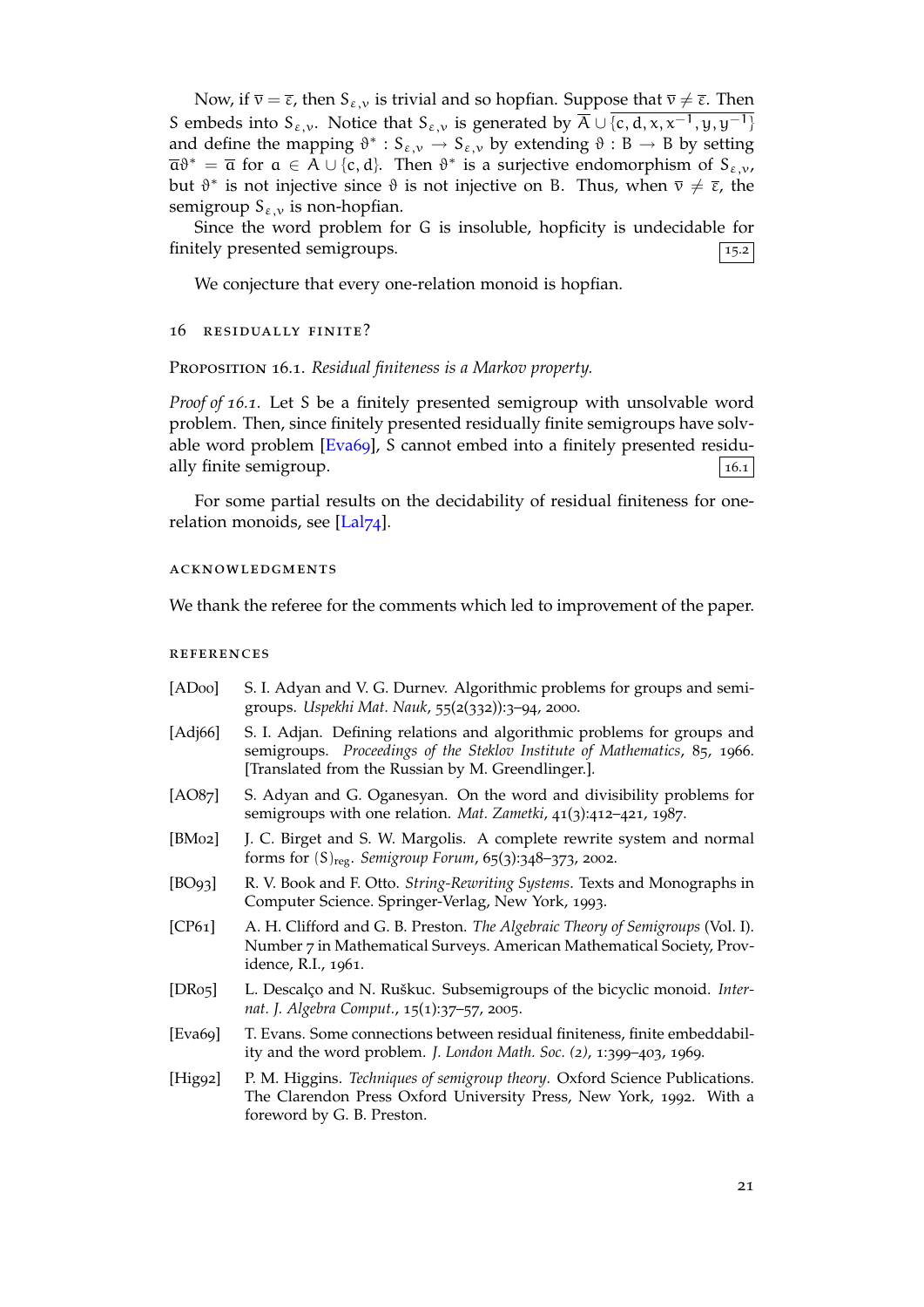Now, if $\overline{v} = \overline{\varepsilon}$, then $S_{\varepsilon,v}$ is trivial and so hopfian. Suppose that $\overline{v} \neq \overline{\varepsilon}$. Then $S$ embeds into $S_{\varepsilon,v}$. Notice that $S_{\varepsilon,v}$ is generated by $\overline{A \cup \{c, d, x, x^{-1}, y, y^{-1}\}}$ and define the mapping $\vartheta^* : S_{\varepsilon,v} \to S_{\varepsilon,v}$ by extending $\vartheta : B \to B$ by setting $\overline{a}\vartheta^* = \overline{a}$ for $a \in A \cup \{c, d\}$. Then $\vartheta^*$ is a surjective endomorphism of $S_{\varepsilon,v}$, but $\vartheta^*$ is not injective since $\vartheta$ is not injective on $B$. Thus, when $\overline{v} \neq \overline{\varepsilon}$, the semigroup $S_{\varepsilon,v}$ is non-hopfian.

Since the word problem for $G$ is insoluble, hopficity is undecidable for finitely presented semigroups. 15.2

We conjecture that every one-relation monoid is hopfian.

## 16 Residually finite?

Proposition 16.1. *Residual finiteness is a Markov property.*

*Proof of 16.1.* Let $S$ be a finitely presented semigroup with unsolvable word problem. Then, since finitely presented residually finite semigroups have solvable word problem [Eva69], $S$ cannot embed into a finitely presented residually finite semigroup. 16.1

For some partial results on the decidability of residual finiteness for one-relation monoids, see [Lal74].

## Acknowledgments

We thank the referee for the comments which led to improvement of the paper.

## References

- [AD00] S. I. Adyan and V. G. Durnev. Algorithmic problems for groups and semigroups. *Uspekhi Mat. Nauk*, 55(2(332)):3–94, 2000.
- [Adj66] S. I. Adjan. Defining relations and algorithmic problems for groups and semigroups. *Proceedings of the Steklov Institute of Mathematics*, 85, 1966. [Translated from the Russian by M. Greendlinger.].
- [AO87] S. Adyan and G. Oganesyan. On the word and divisibility problems for semigroups with one relation. *Mat. Zametki*, 41(3):412–421, 1987.
- [BM02] J. C. Birget and S. W. Margolis. A complete rewrite system and normal forms for $(S)_{\text{reg}}$. *Semigroup Forum*, 65(3):348–373, 2002.
- [BO93] R. V. Book and F. Otto. *String-Rewriting Systems*. Texts and Monographs in Computer Science. Springer-Verlag, New York, 1993.
- [CP61] A. H. Clifford and G. B. Preston. *The Algebraic Theory of Semigroups* (Vol. I). Number 7 in Mathematical Surveys. American Mathematical Society, Providence, R.I., 1961.
- [DR05] L. Descalço and N. Ruškuc. Subsemigroups of the bicyclic monoid. *Internat. J. Algebra Comput.*, 15(1):37–57, 2005.
- [Eva69] T. Evans. Some connections between residual finiteness, finite embeddability and the word problem. *J. London Math. Soc. (2)*, 1:399–403, 1969.
- [Hig92] P. M. Higgins. *Techniques of semigroup theory*. Oxford Science Publications. The Clarendon Press Oxford University Press, New York, 1992. With a foreword by G. B. Preston.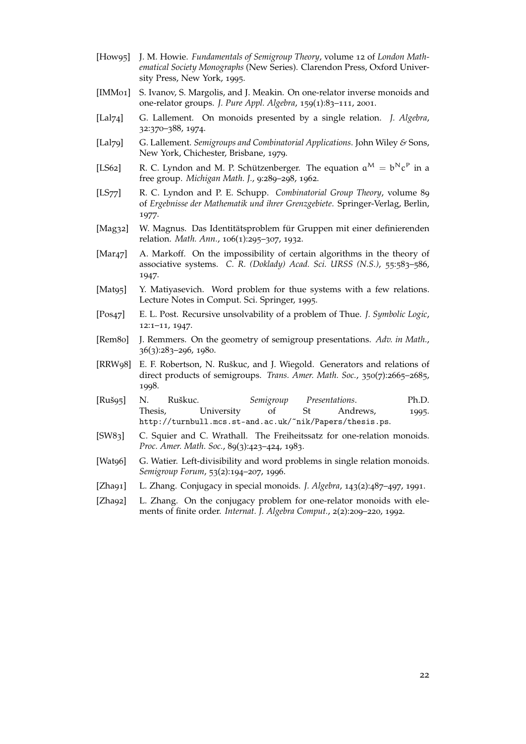- [How95] J. M. Howie. *Fundamentals of Semigroup Theory*, volume 12 of *London Mathematical Society Monographs* (New Series). Clarendon Press, Oxford University Press, New York, 1995.
- [IMM01] S. Ivanov, S. Margolis, and J. Meakin. On one-relator inverse monoids and one-relator groups. *J. Pure Appl. Algebra*, 159(1):83–111, 2001.
- [Lal74] G. Lallement. On monoids presented by a single relation. *J. Algebra*, 32:370–388, 1974.
- [Lal79] G. Lallement. *Semigroups and Combinatorial Applications*. John Wiley & Sons, New York, Chichester, Brisbane, 1979.
- [LS62] R. C. Lyndon and M. P. Schützenberger. The equation $a^M = b^N c^P$ in a free group. *Michigan Math. J.*, 9:289–298, 1962.
- [LS77] R. C. Lyndon and P. E. Schupp. *Combinatorial Group Theory*, volume 89 of *Ergebnisse der Mathematik und ihrer Grenzgebiete*. Springer-Verlag, Berlin, 1977.
- [Mag32] W. Magnus. Das Identitätsproblem für Gruppen mit einer definierenden relation. *Math. Ann.*, 106(1):295–307, 1932.
- [Mar47] A. Markoff. On the impossibility of certain algorithms in the theory of associative systems. *C. R. (Doklady) Acad. Sci. URSS (N.S.)*, 55:583–586, 1947.
- [Mat95] Y. Matiyasevich. Word problem for thue systems with a few relations. Lecture Notes in Comput. Sci. Springer, 1995.
- [Pos47] E. L. Post. Recursive unsolvability of a problem of Thue. *J. Symbolic Logic*, 12:1–11, 1947.
- [Rem80] J. Remmers. On the geometry of semigroup presentations. *Adv. in Math.*, 36(3):283–296, 1980.
- [RRW98] E. F. Robertson, N. Ruškuc, and J. Wiegold. Generators and relations of direct products of semigroups. *Trans. Amer. Math. Soc.*, 350(7):2665–2685, 1998.
- [Ruš95] N. Ruškuc. *Semigroup Presentations*. Ph.D. Thesis, University of St Andrews, 1995. `http://turnbull.mcs.st-and.ac.uk/~nik/Papers/thesis.ps`.
- [SW83] C. Squier and C. Wrathall. The Freiheitssatz for one-relation monoids. *Proc. Amer. Math. Soc.*, 89(3):423–424, 1983.
- [Wat96] G. Watier. Left-divisibility and word problems in single relation monoids. *Semigroup Forum*, 53(2):194–207, 1996.
- [Zha91] L. Zhang. Conjugacy in special monoids. *J. Algebra*, 143(2):487–497, 1991.
- [Zha92] L. Zhang. On the conjugacy problem for one-relator monoids with elements of finite order. *Internat. J. Algebra Comput.*, 2(2):209–220, 1992.